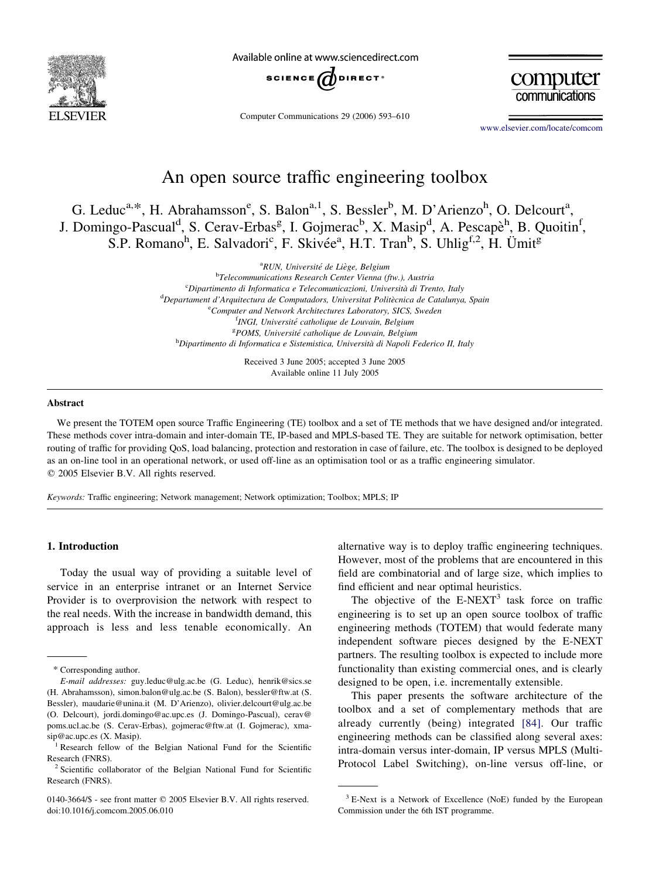# An open source traffic engineering toolbox

G. Leduc[a,*], H. Abrahamsson[e], S. Balon[a,1], S. Bessler[b], M. D'Arienzo[h], O. Delcourt[a], J. Domingo-Pascual[d], S. Cerav-Erbas[g], I. Gojmerac[b], X. Masip[d], A. Pescapè[h], B. Quoitin[f], S.P. Romano[h], E. Salvadori[c], F. Skivée[a], H.T. Tran[b], S. Uhlig[f,2], H. Ümit[g]

[a] RUN, Université de Liège, Belgium
[b] Telecommunications Research Center Vienna (ftw.), Austria
[c] Dipartimento di Informatica e Telecomunicazioni, Università di Trento, Italy
[d] Departament d'Arquitectura de Computadors, Universitat Politècnica de Catalunya, Spain
[e] Computer and Network Architectures Laboratory, SICS, Sweden
[f] INGI, Université catholique de Louvain, Belgium
[g] POMS, Université catholique de Louvain, Belgium
[h] Dipartimento di Informatica e Sistemistica, Università di Napoli Federico II, Italy

Received 3 June 2005; accepted 3 June 2005
Available online 11 July 2005

## Abstract

We present the TOTEM open source Traffic Engineering (TE) toolbox and a set of TE methods that we have designed and/or integrated. These methods cover intra-domain and inter-domain TE, IP-based and MPLS-based TE. They are suitable for network optimisation, better routing of traffic for providing QoS, load balancing, protection and restoration in case of failure, etc. The toolbox is designed to be deployed as an on-line tool in an operational network, or used off-line as an optimisation tool or as a traffic engineering simulator.
© 2005 Elsevier B.V. All rights reserved.

*Keywords:* Traffic engineering; Network management; Network optimization; Toolbox; MPLS; IP

## 1. Introduction

Today the usual way of providing a suitable level of service in an enterprise intranet or an Internet Service Provider is to overprovision the network with respect to the real needs. With the increase in bandwidth demand, this approach is less and less tenable economically. An alternative way is to deploy traffic engineering techniques. However, most of the problems that are encountered in this field are combinatorial and of large size, which implies to find efficient and near optimal heuristics.

The objective of the E-NEXT[3] task force on traffic engineering is to set up an open source toolbox of traffic engineering methods (TOTEM) that would federate many independent software pieces designed by the E-NEXT partners. The resulting toolbox is expected to include more functionality than existing commercial ones, and is clearly designed to be open, i.e. incrementally extensible.

This paper presents the software architecture of the toolbox and a set of complementary methods that are already currently (being) integrated [84]. Our traffic engineering methods can be classified along several axes: intra-domain versus inter-domain, IP versus MPLS (Multi-Protocol Label Switching), on-line versus off-line, or

---

\* Corresponding author.

*E-mail addresses:* guy.leduc@ulg.ac.be (G. Leduc), henrik@sics.se (H. Abrahamsson), simon.balon@ulg.ac.be (S. Balon), bessler@ftw.at (S. Bessler), maudarie@unina.it (M. D'Arienzo), olivier.delcourt@ulg.ac.be (O. Delcourt), jordi.domingo@ac.upc.es (J. Domingo-Pascual), cerav@poms.ucl.ac.be (S. Cerav-Erbas), gojmerac@ftw.at (I. Gojmerac), xmasip@ac.upc.es (X. Masip).

[1] Research fellow of the Belgian National Fund for the Scientific Research (FNRS).

[2] Scientific collaborator of the Belgian National Fund for Scientific Research (FNRS).

[3] E-Next is a Network of Excellence (NoE) funded by the European Commission under the 6th IST programme.

0140-3664/$ - see front matter © 2005 Elsevier B.V. All rights reserved.
doi:10.1016/j.comcom.2005.06.010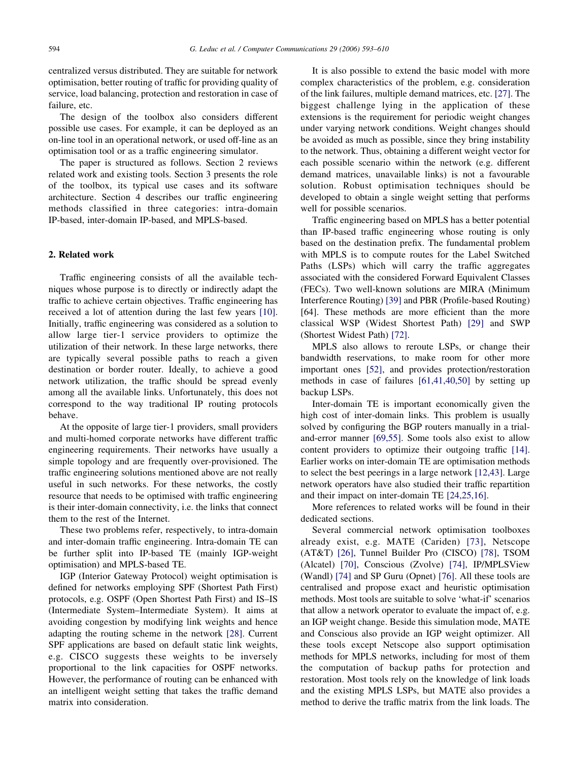centralized versus distributed. They are suitable for network optimisation, better routing of traffic for providing quality of service, load balancing, protection and restoration in case of failure, etc.

The design of the toolbox also considers different possible use cases. For example, it can be deployed as an on-line tool in an operational network, or used off-line as an optimisation tool or as a traffic engineering simulator.

The paper is structured as follows. Section 2 reviews related work and existing tools. Section 3 presents the role of the toolbox, its typical use cases and its software architecture. Section 4 describes our traffic engineering methods classified in three categories: intra-domain IP-based, inter-domain IP-based, and MPLS-based.

## 2. Related work

Traffic engineering consists of all the available techniques whose purpose is to directly or indirectly adapt the traffic to achieve certain objectives. Traffic engineering has received a lot of attention during the last few years [10]. Initially, traffic engineering was considered as a solution to allow large tier-1 service providers to optimize the utilization of their network. In these large networks, there are typically several possible paths to reach a given destination or border router. Ideally, to achieve a good network utilization, the traffic should be spread evenly among all the available links. Unfortunately, this does not correspond to the way traditional IP routing protocols behave.

At the opposite of large tier-1 providers, small providers and multi-homed corporate networks have different traffic engineering requirements. Their networks have usually a simple topology and are frequently over-provisioned. The traffic engineering solutions mentioned above are not really useful in such networks. For these networks, the costly resource that needs to be optimised with traffic engineering is their inter-domain connectivity, i.e. the links that connect them to the rest of the Internet.

These two problems refer, respectively, to intra-domain and inter-domain traffic engineering. Intra-domain TE can be further split into IP-based TE (mainly IGP-weight optimisation) and MPLS-based TE.

IGP (Interior Gateway Protocol) weight optimisation is defined for networks employing SPF (Shortest Path First) protocols, e.g. OSPF (Open Shortest Path First) and IS–IS (Intermediate System–Intermediate System). It aims at avoiding congestion by modifying link weights and hence adapting the routing scheme in the network [28]. Current SPF applications are based on default static link weights, e.g. CISCO suggests these weights to be inversely proportional to the link capacities for OSPF networks. However, the performance of routing can be enhanced with an intelligent weight setting that takes the traffic demand matrix into consideration.

It is also possible to extend the basic model with more complex characteristics of the problem, e.g. consideration of the link failures, multiple demand matrices, etc. [27]. The biggest challenge lying in the application of these extensions is the requirement for periodic weight changes under varying network conditions. Weight changes should be avoided as much as possible, since they bring instability to the network. Thus, obtaining a different weight vector for each possible scenario within the network (e.g. different demand matrices, unavailable links) is not a favourable solution. Robust optimisation techniques should be developed to obtain a single weight setting that performs well for possible scenarios.

Traffic engineering based on MPLS has a better potential than IP-based traffic engineering whose routing is only based on the destination prefix. The fundamental problem with MPLS is to compute routes for the Label Switched Paths (LSPs) which will carry the traffic aggregates associated with the considered Forward Equivalent Classes (FECs). Two well-known solutions are MIRA (Minimum Interference Routing) [39] and PBR (Profile-based Routing) [64]. These methods are more efficient than the more classical WSP (Widest Shortest Path) [29] and SWP (Shortest Widest Path) [72].

MPLS also allows to reroute LSPs, or change their bandwidth reservations, to make room for other more important ones [52], and provides protection/restoration methods in case of failures [61,41,40,50] by setting up backup LSPs.

Inter-domain TE is important economically given the high cost of inter-domain links. This problem is usually solved by configuring the BGP routers manually in a trial-and-error manner [69,55]. Some tools also exist to allow content providers to optimize their outgoing traffic [14]. Earlier works on inter-domain TE are optimisation methods to select the best peerings in a large network [12,43]. Large network operators have also studied their traffic repartition and their impact on inter-domain TE [24,25,16].

More references to related works will be found in their dedicated sections.

Several commercial network optimisation toolboxes already exist, e.g. MATE (Cariden) [73], Netscope (AT&T) [26], Tunnel Builder Pro (CISCO) [78], TSOM (Alcatel) [70], Conscious (Zvolve) [74], IP/MPLSView (Wandl) [74] and SP Guru (Opnet) [76]. All these tools are centralised and propose exact and heuristic optimisation methods. Most tools are suitable to solve 'what-if' scenarios that allow a network operator to evaluate the impact of, e.g. an IGP weight change. Beside this simulation mode, MATE and Conscious also provide an IGP weight optimizer. All these tools except Netscope also support optimisation methods for MPLS networks, including for most of them the computation of backup paths for protection and restoration. Most tools rely on the knowledge of link loads and the existing MPLS LSPs, but MATE also provides a method to derive the traffic matrix from the link loads. The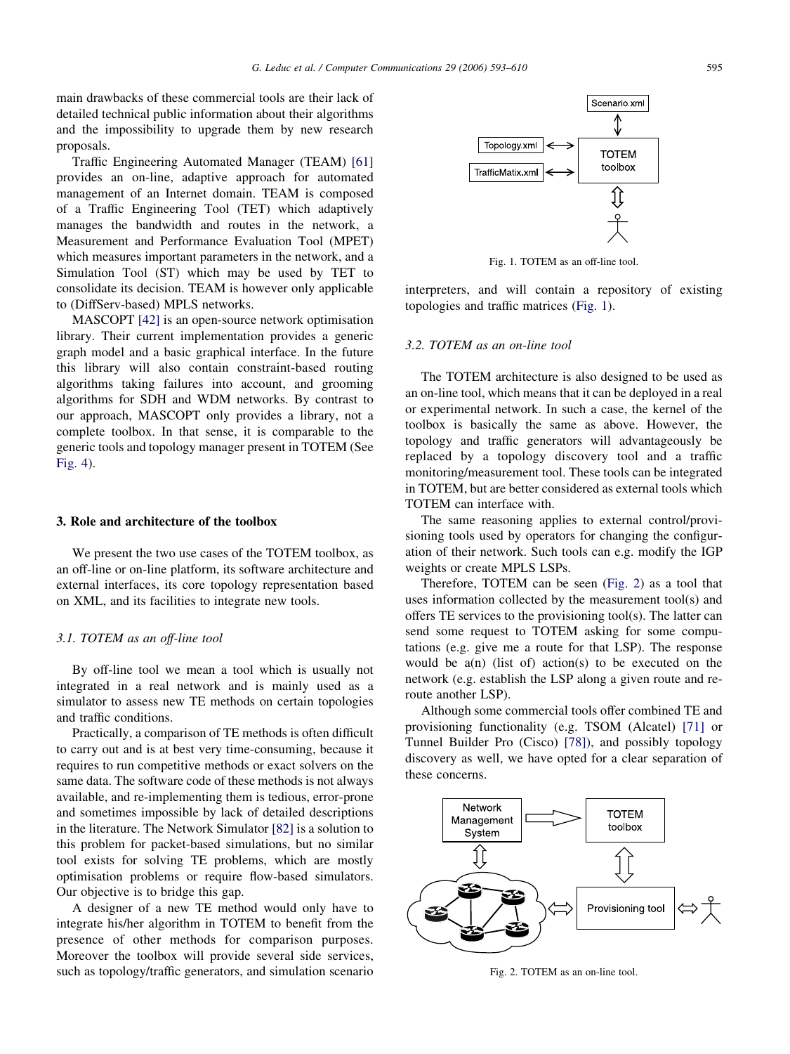main drawbacks of these commercial tools are their lack of detailed technical public information about their algorithms and the impossibility to upgrade them by new research proposals.

Traffic Engineering Automated Manager (TEAM) [61] provides an on-line, adaptive approach for automated management of an Internet domain. TEAM is composed of a Traffic Engineering Tool (TET) which adaptively manages the bandwidth and routes in the network, a Measurement and Performance Evaluation Tool (MPET) which measures important parameters in the network, and a Simulation Tool (ST) which may be used by TET to consolidate its decision. TEAM is however only applicable to (DiffServ-based) MPLS networks.

MASCOPT [42] is an open-source network optimisation library. Their current implementation provides a generic graph model and a basic graphical interface. In the future this library will also contain constraint-based routing algorithms taking failures into account, and grooming algorithms for SDH and WDM networks. By contrast to our approach, MASCOPT only provides a library, not a complete toolbox. In that sense, it is comparable to the generic tools and topology manager present in TOTEM (See Fig. 4).

## 3. Role and architecture of the toolbox

We present the two use cases of the TOTEM toolbox, as an off-line or on-line platform, its software architecture and external interfaces, its core topology representation based on XML, and its facilities to integrate new tools.

### 3.1. TOTEM as an off-line tool

By off-line tool we mean a tool which is usually not integrated in a real network and is mainly used as a simulator to assess new TE methods on certain topologies and traffic conditions.

Practically, a comparison of TE methods is often difficult to carry out and is at best very time-consuming, because it requires to run competitive methods or exact solvers on the same data. The software code of these methods is not always available, and re-implementing them is tedious, error-prone and sometimes impossible by lack of detailed descriptions in the literature. The Network Simulator [82] is a solution to this problem for packet-based simulations, but no similar tool exists for solving TE problems, which are mostly optimisation problems or require flow-based simulators. Our objective is to bridge this gap.

A designer of a new TE method would only have to integrate his/her algorithm in TOTEM to benefit from the presence of other methods for comparison purposes. Moreover the toolbox will provide several side services, such as topology/traffic generators, and simulation scenario interpreters, and will contain a repository of existing topologies and traffic matrices (Fig. 1).

Scenario.xml

Topology.xml

TrafficMatix.xml

TOTEM toolbox

Fig. 1. TOTEM as an off-line tool.

### 3.2. TOTEM as an on-line tool

The TOTEM architecture is also designed to be used as an on-line tool, which means that it can be deployed in a real or experimental network. In such a case, the kernel of the toolbox is basically the same as above. However, the topology and traffic generators will advantageously be replaced by a topology discovery tool and a traffic monitoring/measurement tool. These tools can be integrated in TOTEM, but are better considered as external tools which TOTEM can interface with.

The same reasoning applies to external control/provisioning tools used by operators for changing the configuration of their network. Such tools can e.g. modify the IGP weights or create MPLS LSPs.

Therefore, TOTEM can be seen (Fig. 2) as a tool that uses information collected by the measurement tool(s) and offers TE services to the provisioning tool(s). The latter can send some request to TOTEM asking for some computations (e.g. give me a route for that LSP). The response would be a(n) (list of) action(s) to be executed on the network (e.g. establish the LSP along a given route and reroute another LSP).

Although some commercial tools offer combined TE and provisioning functionality (e.g. TSOM (Alcatel) [71] or Tunnel Builder Pro (Cisco) [78]), and possibly topology discovery as well, we have opted for a clear separation of these concerns.

Network Management System

TOTEM toolbox

Provisioning tool

Fig. 2. TOTEM as an on-line tool.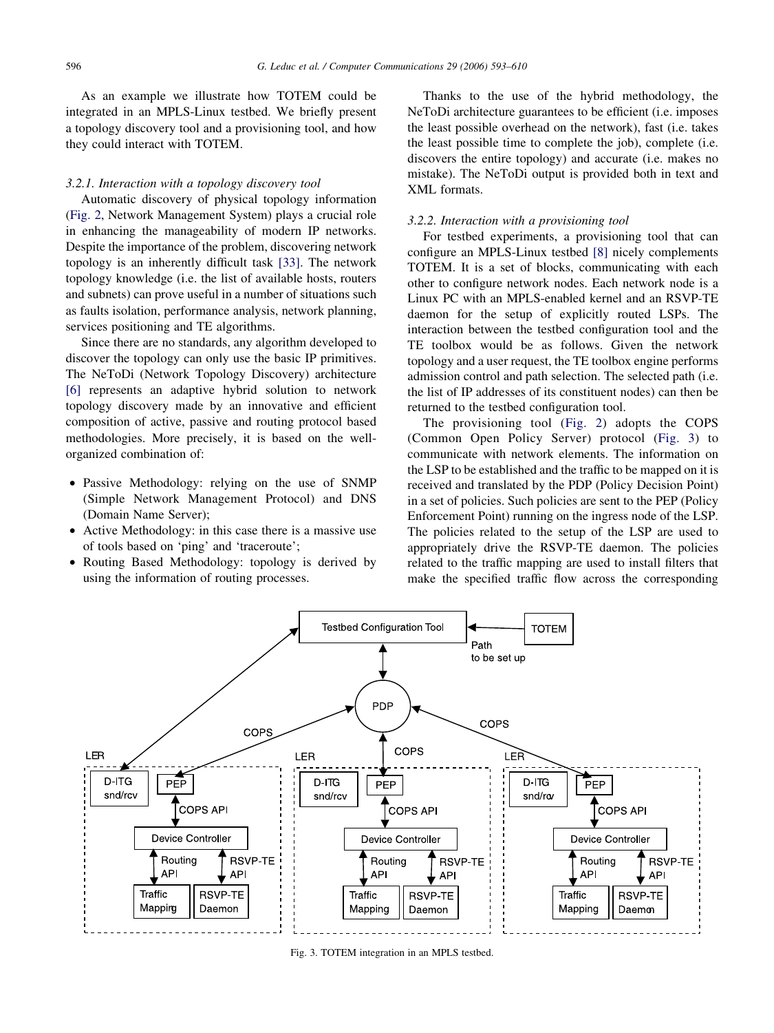As an example we illustrate how TOTEM could be integrated in an MPLS-Linux testbed. We briefly present a topology discovery tool and a provisioning tool, and how they could interact with TOTEM.

### 3.2.1. Interaction with a topology discovery tool

Automatic discovery of physical topology information (Fig. 2, Network Management System) plays a crucial role in enhancing the manageability of modern IP networks. Despite the importance of the problem, discovering network topology is an inherently difficult task [33]. The network topology knowledge (i.e. the list of available hosts, routers and subnets) can prove useful in a number of situations such as faults isolation, performance analysis, network planning, services positioning and TE algorithms.

Since there are no standards, any algorithm developed to discover the topology can only use the basic IP primitives. The NeToDi (Network Topology Discovery) architecture [6] represents an adaptive hybrid solution to network topology discovery made by an innovative and efficient composition of active, passive and routing protocol based methodologies. More precisely, it is based on the well-organized combination of:

- Passive Methodology: relying on the use of SNMP (Simple Network Management Protocol) and DNS (Domain Name Server);
- Active Methodology: in this case there is a massive use of tools based on 'ping' and 'traceroute';
- Routing Based Methodology: topology is derived by using the information of routing processes.

Thanks to the use of the hybrid methodology, the NeToDi architecture guarantees to be efficient (i.e. imposes the least possible overhead on the network), fast (i.e. takes the least possible time to complete the job), complete (i.e. discovers the entire topology) and accurate (i.e. makes no mistake). The NeToDi output is provided both in text and XML formats.

### 3.2.2. Interaction with a provisioning tool

For testbed experiments, a provisioning tool that can configure an MPLS-Linux testbed [8] nicely complements TOTEM. It is a set of blocks, communicating with each other to configure network nodes. Each network node is a Linux PC with an MPLS-enabled kernel and an RSVP-TE daemon for the setup of explicitly routed LSPs. The interaction between the testbed configuration tool and the TE toolbox would be as follows. Given the network topology and a user request, the TE toolbox engine performs admission control and path selection. The selected path (i.e. the list of IP addresses of its constituent nodes) can then be returned to the testbed configuration tool.

The provisioning tool (Fig. 2) adopts the COPS (Common Open Policy Server) protocol (Fig. 3) to communicate with network elements. The information on the LSP to be established and the traffic to be mapped on it is received and translated by the PDP (Policy Decision Point) in a set of policies. Such policies are sent to the PEP (Policy Enforcement Point) running on the ingress node of the LSP. The policies related to the setup of the LSP are used to appropriately drive the RSVP-TE daemon. The policies related to the traffic mapping are used to install filters that make the specified traffic flow across the corresponding

Testbed Configuration Tool
TOTEM
Path to be set up
PDP
COPS
COPS
COPS
LER
LER
LER
D-ITG snd/rcv
PEP
COPS API
Device Controller
Routing API
RSVP-TE API
Traffic Mapping
RSVP-TE Daemon

Fig. 3. TOTEM integration in an MPLS testbed.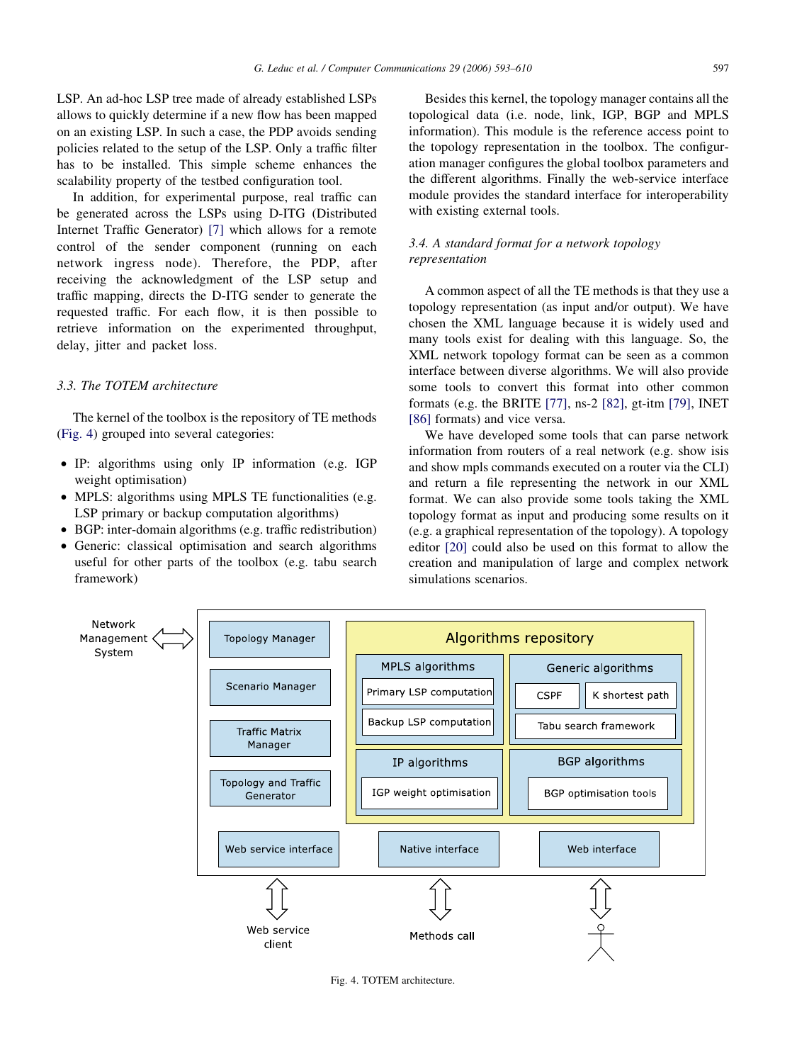LSP. An ad-hoc LSP tree made of already established LSPs allows to quickly determine if a new flow has been mapped on an existing LSP. In such a case, the PDP avoids sending policies related to the setup of the LSP. Only a traffic filter has to be installed. This simple scheme enhances the scalability property of the testbed configuration tool.

In addition, for experimental purpose, real traffic can be generated across the LSPs using D-ITG (Distributed Internet Traffic Generator) [7] which allows for a remote control of the sender component (running on each network ingress node). Therefore, the PDP, after receiving the acknowledgment of the LSP setup and traffic mapping, directs the D-ITG sender to generate the requested traffic. For each flow, it is then possible to retrieve information on the experimented throughput, delay, jitter and packet loss.

### *3.3. The TOTEM architecture*

The kernel of the toolbox is the repository of TE methods (Fig. 4) grouped into several categories:

- IP: algorithms using only IP information (e.g. IGP weight optimisation)
- MPLS: algorithms using MPLS TE functionalities (e.g. LSP primary or backup computation algorithms)
- BGP: inter-domain algorithms (e.g. traffic redistribution)
- Generic: classical optimisation and search algorithms useful for other parts of the toolbox (e.g. tabu search framework)

Besides this kernel, the topology manager contains all the topological data (i.e. node, link, IGP, BGP and MPLS information). This module is the reference access point to the topology representation in the toolbox. The configuration manager configures the global toolbox parameters and the different algorithms. Finally the web-service interface module provides the standard interface for interoperability with existing external tools.

### *3.4. A standard format for a network topology representation*

A common aspect of all the TE methods is that they use a topology representation (as input and/or output). We have chosen the XML language because it is widely used and many tools exist for dealing with this language. So, the XML network topology format can be seen as a common interface between diverse algorithms. We will also provide some tools to convert this format into other common formats (e.g. the BRITE [77], ns-2 [82], gt-itm [79], INET [86] formats) and vice versa.

We have developed some tools that can parse network information from routers of a real network (e.g. show isis and show mpls commands executed on a router via the CLI) and return a file representing the network in our XML format. We can also provide some tools taking the XML topology format as input and producing some results on it (e.g. a graphical representation of the topology). A topology editor [20] could also be used on this format to allow the creation and manipulation of large and complex network simulations scenarios.

Network Management System

Topology Manager

Scenario Manager

Traffic Matrix Manager

Topology and Traffic Generator

Algorithms repository

MPLS algorithms

Primary LSP computation

Backup LSP computation

Generic algorithms

CSPF

K shortest path

Tabu search framework

IP algorithms

IGP weight optimisation

BGP algorithms

BGP optimisation tools

Web service interface

Native interface

Web interface

Web service client

Methods call

Fig. 4. TOTEM architecture.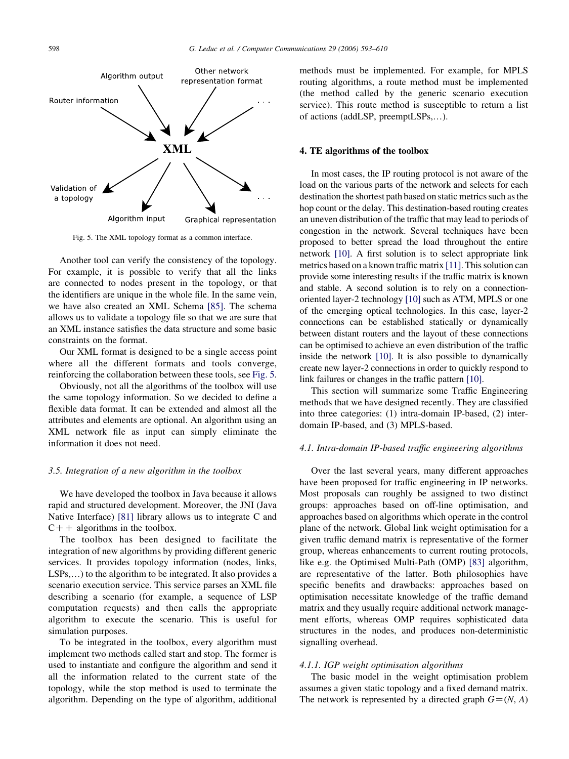Fig. 5. The XML topology format as a common interface.

Another tool can verify the consistency of the topology. For example, it is possible to verify that all the links are connected to nodes present in the topology, or that the identifiers are unique in the whole file. In the same vein, we have also created an XML Schema [85]. The schema allows us to validate a topology file so that we are sure that an XML instance satisfies the data structure and some basic constraints on the format.

Our XML format is designed to be a single access point where all the different formats and tools converge, reinforcing the collaboration between these tools, see Fig. 5.

Obviously, not all the algorithms of the toolbox will use the same topology information. So we decided to define a flexible data format. It can be extended and almost all the attributes and elements are optional. An algorithm using an XML network file as input can simply eliminate the information it does not need.

### 3.5. Integration of a new algorithm in the toolbox

We have developed the toolbox in Java because it allows rapid and structured development. Moreover, the JNI (Java Native Interface) [81] library allows us to integrate C and C++ algorithms in the toolbox.

The toolbox has been designed to facilitate the integration of new algorithms by providing different generic services. It provides topology information (nodes, links, LSPs,…) to the algorithm to be integrated. It also provides a scenario execution service. This service parses an XML file describing a scenario (for example, a sequence of LSP computation requests) and then calls the appropriate algorithm to execute the scenario. This is useful for simulation purposes.

To be integrated in the toolbox, every algorithm must implement two methods called start and stop. The former is used to instantiate and configure the algorithm and send it all the information related to the current state of the topology, while the stop method is used to terminate the algorithm. Depending on the type of algorithm, additional methods must be implemented. For example, for MPLS routing algorithms, a route method must be implemented (the method called by the generic scenario execution service). This route method is susceptible to return a list of actions (addLSP, preemptLSPs,…).

## 4. TE algorithms of the toolbox

In most cases, the IP routing protocol is not aware of the load on the various parts of the network and selects for each destination the shortest path based on static metrics such as the hop count or the delay. This destination-based routing creates an uneven distribution of the traffic that may lead to periods of congestion in the network. Several techniques have been proposed to better spread the load throughout the entire network [10]. A first solution is to select appropriate link metrics based on a known traffic matrix [11]. This solution can provide some interesting results if the traffic matrix is known and stable. A second solution is to rely on a connection-oriented layer-2 technology [10] such as ATM, MPLS or one of the emerging optical technologies. In this case, layer-2 connections can be established statically or dynamically between distant routers and the layout of these connections can be optimised to achieve an even distribution of the traffic inside the network [10]. It is also possible to dynamically create new layer-2 connections in order to quickly respond to link failures or changes in the traffic pattern [10].

This section will summarize some Traffic Engineering methods that we have designed recently. They are classified into three categories: (1) intra-domain IP-based, (2) inter-domain IP-based, and (3) MPLS-based.

### 4.1. Intra-domain IP-based traffic engineering algorithms

Over the last several years, many different approaches have been proposed for traffic engineering in IP networks. Most proposals can roughly be assigned to two distinct groups: approaches based on off-line optimisation, and approaches based on algorithms which operate in the control plane of the network. Global link weight optimisation for a given traffic demand matrix is representative of the former group, whereas enhancements to current routing protocols, like e.g. the Optimised Multi-Path (OMP) [83] algorithm, are representative of the latter. Both philosophies have specific benefits and drawbacks: approaches based on optimisation necessitate knowledge of the traffic demand matrix and they usually require additional network management efforts, whereas OMP requires sophisticated data structures in the nodes, and produces non-deterministic signalling overhead.

#### 4.1.1. IGP weight optimisation algorithms

The basic model in the weight optimisation problem assumes a given static topology and a fixed demand matrix. The network is represented by a directed graph $G=(N, A)$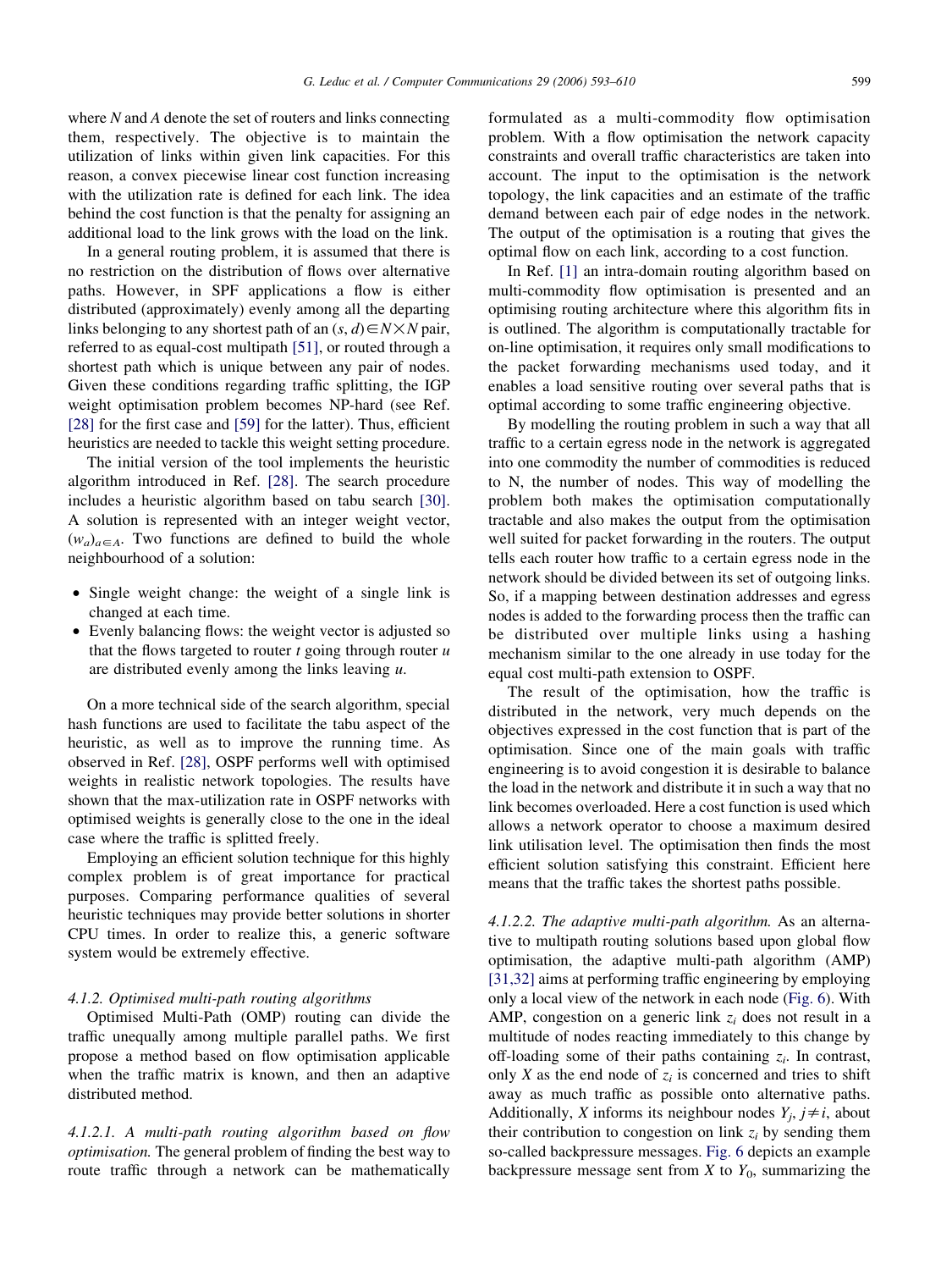where $N$ and $A$ denote the set of routers and links connecting them, respectively. The objective is to maintain the utilization of links within given link capacities. For this reason, a convex piecewise linear cost function increasing with the utilization rate is defined for each link. The idea behind the cost function is that the penalty for assigning an additional load to the link grows with the load on the link.

In a general routing problem, it is assumed that there is no restriction on the distribution of flows over alternative paths. However, in SPF applications a flow is either distributed (approximately) evenly among all the departing links belonging to any shortest path of an $(s, d) \in N \times N$ pair, referred to as equal-cost multipath [51], or routed through a shortest path which is unique between any pair of nodes. Given these conditions regarding traffic splitting, the IGP weight optimisation problem becomes NP-hard (see Ref. [28] for the first case and [59] for the latter). Thus, efficient heuristics are needed to tackle this weight setting procedure.

The initial version of the tool implements the heuristic algorithm introduced in Ref. [28]. The search procedure includes a heuristic algorithm based on tabu search [30]. A solution is represented with an integer weight vector, $(w_a)_{a \in A}$. Two functions are defined to build the whole neighbourhood of a solution:

- Single weight change: the weight of a single link is changed at each time.
- Evenly balancing flows: the weight vector is adjusted so that the flows targeted to router $t$ going through router $u$ are distributed evenly among the links leaving $u$.

On a more technical side of the search algorithm, special hash functions are used to facilitate the tabu aspect of the heuristic, as well as to improve the running time. As observed in Ref. [28], OSPF performs well with optimised weights in realistic network topologies. The results have shown that the max-utilization rate in OSPF networks with optimised weights is generally close to the one in the ideal case where the traffic is splitted freely.

Employing an efficient solution technique for this highly complex problem is of great importance for practical purposes. Comparing performance qualities of several heuristic techniques may provide better solutions in shorter CPU times. In order to realize this, a generic software system would be extremely effective.

#### 4.1.2. Optimised multi-path routing algorithms

Optimised Multi-Path (OMP) routing can divide the traffic unequally among multiple parallel paths. We first propose a method based on flow optimisation applicable when the traffic matrix is known, and then an adaptive distributed method.

*4.1.2.1. A multi-path routing algorithm based on flow optimisation.* The general problem of finding the best way to route traffic through a network can be mathematically formulated as a multi-commodity flow optimisation problem. With a flow optimisation the network capacity constraints and overall traffic characteristics are taken into account. The input to the optimisation is the network topology, the link capacities and an estimate of the traffic demand between each pair of edge nodes in the network. The output of the optimisation is a routing that gives the optimal flow on each link, according to a cost function.

In Ref. [1] an intra-domain routing algorithm based on multi-commodity flow optimisation is presented and an optimising routing architecture where this algorithm fits in is outlined. The algorithm is computationally tractable for on-line optimisation, it requires only small modifications to the packet forwarding mechanisms used today, and it enables a load sensitive routing over several paths that is optimal according to some traffic engineering objective.

By modelling the routing problem in such a way that all traffic to a certain egress node in the network is aggregated into one commodity the number of commodities is reduced to N, the number of nodes. This way of modelling the problem both makes the optimisation computationally tractable and also makes the output from the optimisation well suited for packet forwarding in the routers. The output tells each router how traffic to a certain egress node in the network should be divided between its set of outgoing links. So, if a mapping between destination addresses and egress nodes is added to the forwarding process then the traffic can be distributed over multiple links using a hashing mechanism similar to the one already in use today for the equal cost multi-path extension to OSPF.

The result of the optimisation, how the traffic is distributed in the network, very much depends on the objectives expressed in the cost function that is part of the optimisation. Since one of the main goals with traffic engineering is to avoid congestion it is desirable to balance the load in the network and distribute it in such a way that no link becomes overloaded. Here a cost function is used which allows a network operator to choose a maximum desired link utilisation level. The optimisation then finds the most efficient solution satisfying this constraint. Efficient here means that the traffic takes the shortest paths possible.

*4.1.2.2. The adaptive multi-path algorithm.* As an alternative to multipath routing solutions based upon global flow optimisation, the adaptive multi-path algorithm (AMP) [31,32] aims at performing traffic engineering by employing only a local view of the network in each node (Fig. 6). With AMP, congestion on a generic link $z_i$ does not result in a multitude of nodes reacting immediately to this change by off-loading some of their paths containing $z_i$. In contrast, only $X$ as the end node of $z_i$ is concerned and tries to shift away as much traffic as possible onto alternative paths. Additionally, $X$ informs its neighbour nodes $Y_j$, $j \neq i$, about their contribution to congestion on link $z_i$ by sending them so-called backpressure messages. Fig. 6 depicts an example backpressure message sent from $X$ to $Y_0$, summarizing the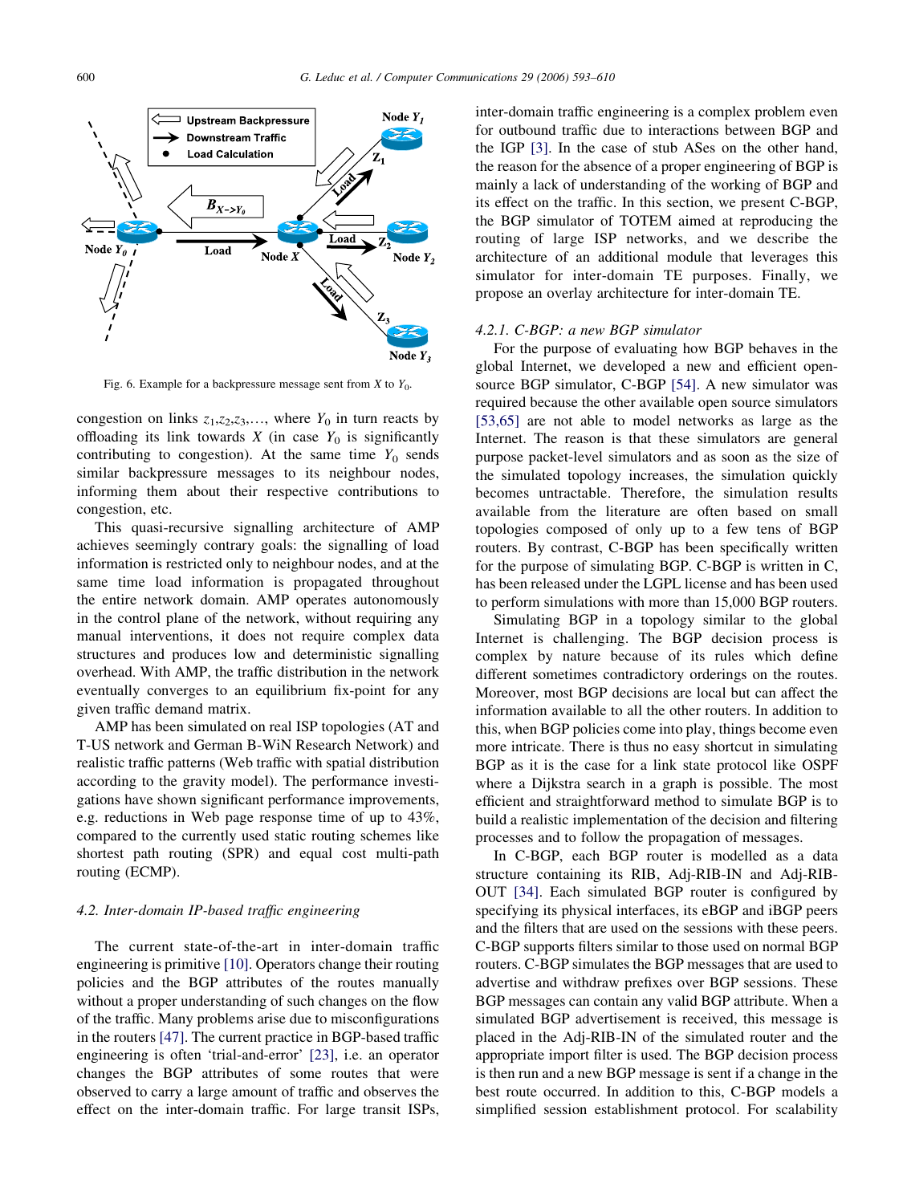Upstream Backpressure
Downstream Traffic
Load Calculation

Node $Y_1$
$Z_1$
Load
$B_{X\to Y_0}$
Node $Y_0$
Load
Node $X$
Load
$Z_2$
Node $Y_2$
Load
$Z_3$
Node $Y_3$

Fig. 6. Example for a backpressure message sent from $X$ to $Y_0$.

congestion on links $z_1$,$z_2$,$z_3$,..., where $Y_0$ in turn reacts by offloading its link towards $X$ (in case $Y_0$ is significantly contributing to congestion). At the same time $Y_0$ sends similar backpressure messages to its neighbour nodes, informing them about their respective contributions to congestion, etc.

This quasi-recursive signalling architecture of AMP achieves seemingly contrary goals: the signalling of load information is restricted only to neighbour nodes, and at the same time load information is propagated throughout the entire network domain. AMP operates autonomously in the control plane of the network, without requiring any manual interventions, it does not require complex data structures and produces low and deterministic signalling overhead. With AMP, the traffic distribution in the network eventually converges to an equilibrium fix-point for any given traffic demand matrix.

AMP has been simulated on real ISP topologies (AT and T-US network and German B-WiN Research Network) and realistic traffic patterns (Web traffic with spatial distribution according to the gravity model). The performance investigations have shown significant performance improvements, e.g. reductions in Web page response time of up to 43%, compared to the currently used static routing schemes like shortest path routing (SPR) and equal cost multi-path routing (ECMP).

### 4.2. Inter-domain IP-based traffic engineering

The current state-of-the-art in inter-domain traffic engineering is primitive [10]. Operators change their routing policies and the BGP attributes of the routes manually without a proper understanding of such changes on the flow of the traffic. Many problems arise due to misconfigurations in the routers [47]. The current practice in BGP-based traffic engineering is often 'trial-and-error' [23], i.e. an operator changes the BGP attributes of some routes that were observed to carry a large amount of traffic and observes the effect on the inter-domain traffic. For large transit ISPs, inter-domain traffic engineering is a complex problem even for outbound traffic due to interactions between BGP and the IGP [3]. In the case of stub ASes on the other hand, the reason for the absence of a proper engineering of BGP is mainly a lack of understanding of the working of BGP and its effect on the traffic. In this section, we present C-BGP, the BGP simulator of TOTEM aimed at reproducing the routing of large ISP networks, and we describe the architecture of an additional module that leverages this simulator for inter-domain TE purposes. Finally, we propose an overlay architecture for inter-domain TE.

#### 4.2.1. C-BGP: a new BGP simulator

For the purpose of evaluating how BGP behaves in the global Internet, we developed a new and efficient open-source BGP simulator, C-BGP [54]. A new simulator was required because the other available open source simulators [53,65] are not able to model networks as large as the Internet. The reason is that these simulators are general purpose packet-level simulators and as soon as the size of the simulated topology increases, the simulation quickly becomes untractable. Therefore, the simulation results available from the literature are often based on small topologies composed of only up to a few tens of BGP routers. By contrast, C-BGP has been specifically written for the purpose of simulating BGP. C-BGP is written in C, has been released under the LGPL license and has been used to perform simulations with more than 15,000 BGP routers.

Simulating BGP in a topology similar to the global Internet is challenging. The BGP decision process is complex by nature because of its rules which define different sometimes contradictory orderings on the routes. Moreover, most BGP decisions are local but can affect the information available to all the other routers. In addition to this, when BGP policies come into play, things become even more intricate. There is thus no easy shortcut in simulating BGP as it is the case for a link state protocol like OSPF where a Dijkstra search in a graph is possible. The most efficient and straightforward method to simulate BGP is to build a realistic implementation of the decision and filtering processes and to follow the propagation of messages.

In C-BGP, each BGP router is modelled as a data structure containing its RIB, Adj-RIB-IN and Adj-RIB-OUT [34]. Each simulated BGP router is configured by specifying its physical interfaces, its eBGP and iBGP peers and the filters that are used on the sessions with these peers. C-BGP supports filters similar to those used on normal BGP routers. C-BGP simulates the BGP messages that are used to advertise and withdraw prefixes over BGP sessions. These BGP messages can contain any valid BGP attribute. When a simulated BGP advertisement is received, this message is placed in the Adj-RIB-IN of the simulated router and the appropriate import filter is used. The BGP decision process is then run and a new BGP message is sent if a change in the best route occurred. In addition to this, C-BGP models a simplified session establishment protocol. For scalability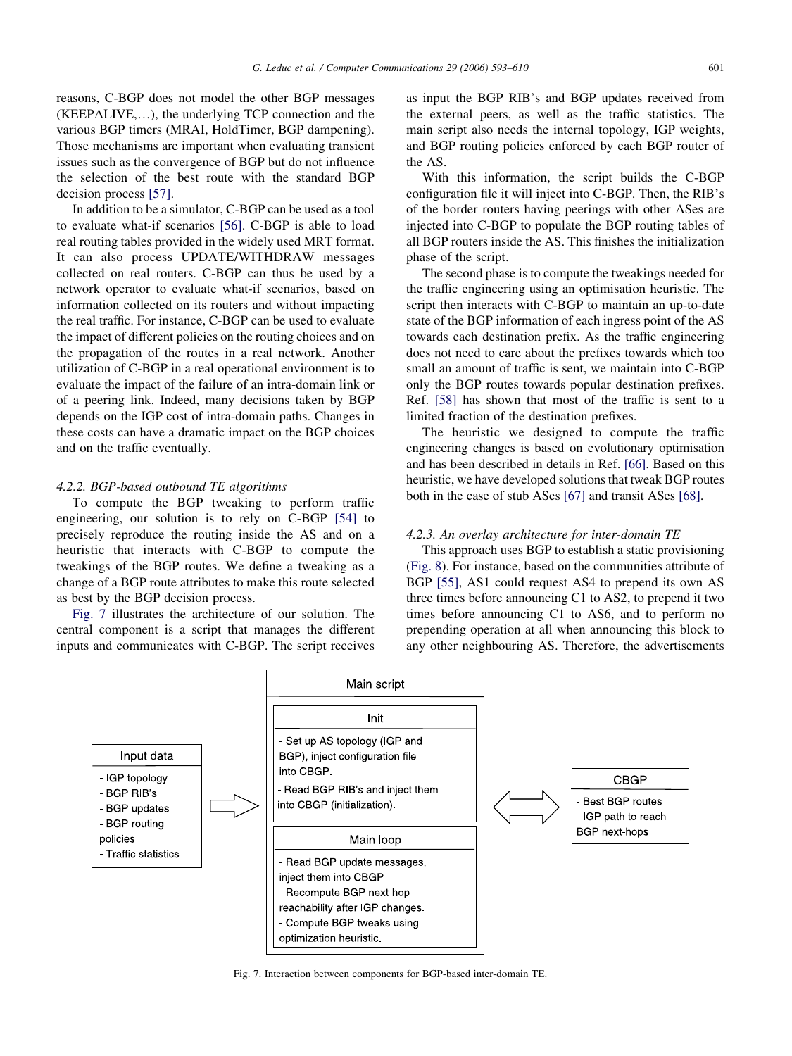reasons, C-BGP does not model the other BGP messages (KEEPALIVE,…), the underlying TCP connection and the various BGP timers (MRAI, HoldTimer, BGP dampening). Those mechanisms are important when evaluating transient issues such as the convergence of BGP but do not influence the selection of the best route with the standard BGP decision process [57].

In addition to be a simulator, C-BGP can be used as a tool to evaluate what-if scenarios [56]. C-BGP is able to load real routing tables provided in the widely used MRT format. It can also process UPDATE/WITHDRAW messages collected on real routers. C-BGP can thus be used by a network operator to evaluate what-if scenarios, based on information collected on its routers and without impacting the real traffic. For instance, C-BGP can be used to evaluate the impact of different policies on the routing choices and on the propagation of the routes in a real network. Another utilization of C-BGP in a real operational environment is to evaluate the impact of the failure of an intra-domain link or of a peering link. Indeed, many decisions taken by BGP depends on the IGP cost of intra-domain paths. Changes in these costs can have a dramatic impact on the BGP choices and on the traffic eventually.

#### 4.2.2. BGP-based outbound TE algorithms

To compute the BGP tweaking to perform traffic engineering, our solution is to rely on C-BGP [54] to precisely reproduce the routing inside the AS and on a heuristic that interacts with C-BGP to compute the tweakings of the BGP routes. We define a tweaking as a change of a BGP route attributes to make this route selected as best by the BGP decision process.

Fig. 7 illustrates the architecture of our solution. The central component is a script that manages the different inputs and communicates with C-BGP. The script receives as input the BGP RIB's and BGP updates received from the external peers, as well as the traffic statistics. The main script also needs the internal topology, IGP weights, and BGP routing policies enforced by each BGP router of the AS.

With this information, the script builds the C-BGP configuration file it will inject into C-BGP. Then, the RIB's of the border routers having peerings with other ASes are injected into C-BGP to populate the BGP routing tables of all BGP routers inside the AS. This finishes the initialization phase of the script.

The second phase is to compute the tweakings needed for the traffic engineering using an optimisation heuristic. The script then interacts with C-BGP to maintain an up-to-date state of the BGP information of each ingress point of the AS towards each destination prefix. As the traffic engineering does not need to care about the prefixes towards which too small an amount of traffic is sent, we maintain into C-BGP only the BGP routes towards popular destination prefixes. Ref. [58] has shown that most of the traffic is sent to a limited fraction of the destination prefixes.

The heuristic we designed to compute the traffic engineering changes is based on evolutionary optimisation and has been described in details in Ref. [66]. Based on this heuristic, we have developed solutions that tweak BGP routes both in the case of stub ASes [67] and transit ASes [68].

#### 4.2.3. An overlay architecture for inter-domain TE

This approach uses BGP to establish a static provisioning (Fig. 8). For instance, based on the communities attribute of BGP [55], AS1 could request AS4 to prepend its own AS three times before announcing C1 to AS2, to prepend it two times before announcing C1 to AS6, and to perform no prepending operation at all when announcing this block to any other neighbouring AS. Therefore, the advertisements

Input data
- IGP topology
- BGP RIB's
- BGP updates
- BGP routing policies
- Traffic statistics

Main script

Init
- Set up AS topology (IGP and BGP), inject configuration file into CBGP.
- Read BGP RIB's and inject them into CBGP (initialization).

Main loop
- Read BGP update messages, inject them into CBGP
- Recompute BGP next-hop reachability after IGP changes.
- Compute BGP tweaks using optimization heuristic.

CBGP
- Best BGP routes
- IGP path to reach BGP next-hops

Fig. 7. Interaction between components for BGP-based inter-domain TE.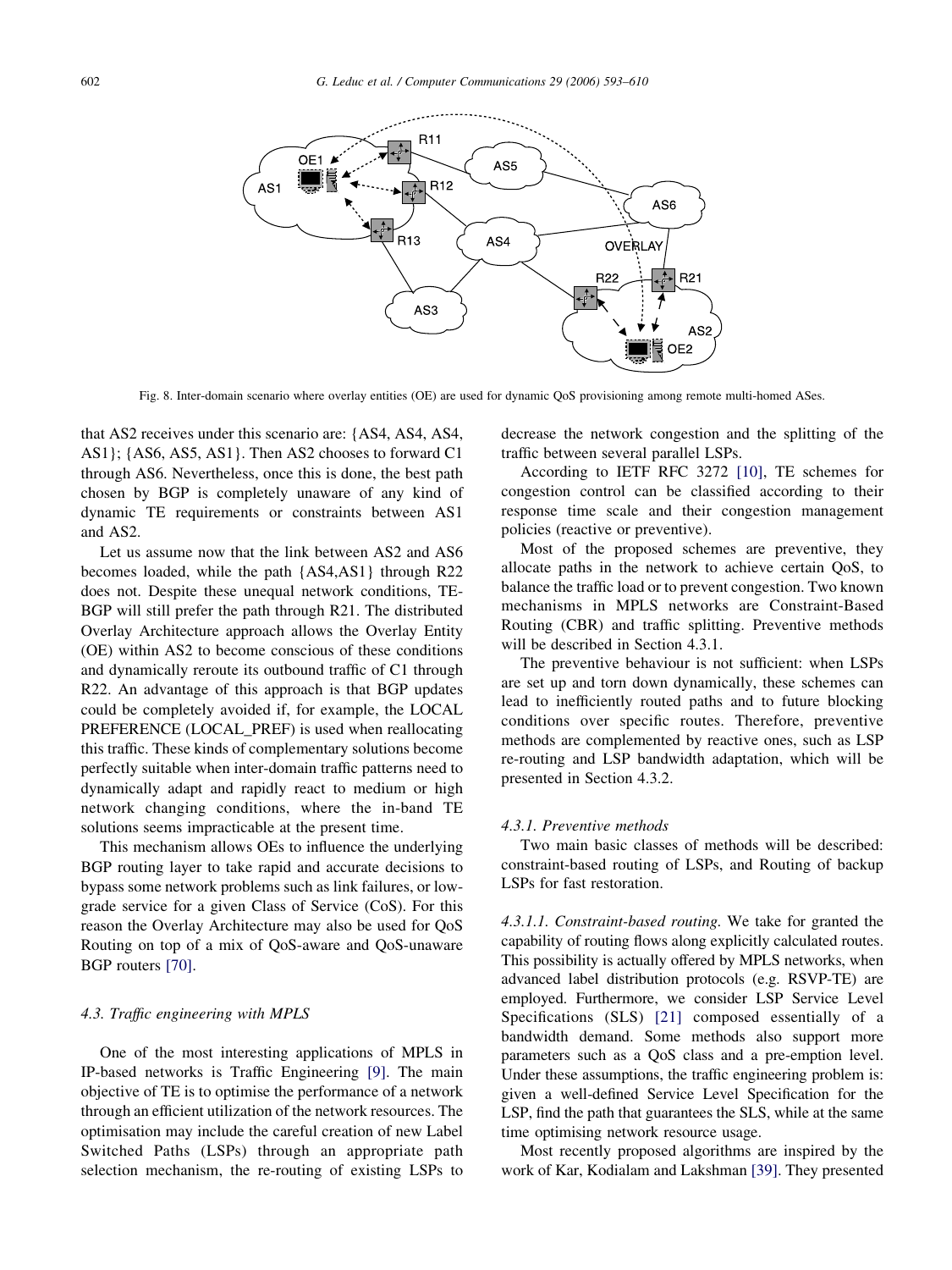AS1
OE1
R11
R12
R13
AS5
AS6
AS4
AS3
OVERLAY
R22
R21
AS2
OE2

Fig. 8. Inter-domain scenario where overlay entities (OE) are used for dynamic QoS provisioning among remote multi-homed ASes.

that AS2 receives under this scenario are: {AS4, AS4, AS4, AS1}; {AS6, AS5, AS1}. Then AS2 chooses to forward C1 through AS6. Nevertheless, once this is done, the best path chosen by BGP is completely unaware of any kind of dynamic TE requirements or constraints between AS1 and AS2.

Let us assume now that the link between AS2 and AS6 becomes loaded, while the path {AS4,AS1} through R22 does not. Despite these unequal network conditions, TE-BGP will still prefer the path through R21. The distributed Overlay Architecture approach allows the Overlay Entity (OE) within AS2 to become conscious of these conditions and dynamically reroute its outbound traffic of C1 through R22. An advantage of this approach is that BGP updates could be completely avoided if, for example, the LOCAL PREFERENCE (LOCAL_PREF) is used when reallocating this traffic. These kinds of complementary solutions become perfectly suitable when inter-domain traffic patterns need to dynamically adapt and rapidly react to medium or high network changing conditions, where the in-band TE solutions seems impracticable at the present time.

This mechanism allows OEs to influence the underlying BGP routing layer to take rapid and accurate decisions to bypass some network problems such as link failures, or low-grade service for a given Class of Service (CoS). For this reason the Overlay Architecture may also be used for QoS Routing on top of a mix of QoS-aware and QoS-unaware BGP routers [70].

### 4.3. Traffic engineering with MPLS

One of the most interesting applications of MPLS in IP-based networks is Traffic Engineering [9]. The main objective of TE is to optimise the performance of a network through an efficient utilization of the network resources. The optimisation may include the careful creation of new Label Switched Paths (LSPs) through an appropriate path selection mechanism, the re-routing of existing LSPs to decrease the network congestion and the splitting of the traffic between several parallel LSPs.

According to IETF RFC 3272 [10], TE schemes for congestion control can be classified according to their response time scale and their congestion management policies (reactive or preventive).

Most of the proposed schemes are preventive, they allocate paths in the network to achieve certain QoS, to balance the traffic load or to prevent congestion. Two known mechanisms in MPLS networks are Constraint-Based Routing (CBR) and traffic splitting. Preventive methods will be described in Section 4.3.1.

The preventive behaviour is not sufficient: when LSPs are set up and torn down dynamically, these schemes can lead to inefficiently routed paths and to future blocking conditions over specific routes. Therefore, preventive methods are complemented by reactive ones, such as LSP re-routing and LSP bandwidth adaptation, which will be presented in Section 4.3.2.

#### 4.3.1. Preventive methods

Two main basic classes of methods will be described: constraint-based routing of LSPs, and Routing of backup LSPs for fast restoration.

*4.3.1.1. Constraint-based routing.* We take for granted the capability of routing flows along explicitly calculated routes. This possibility is actually offered by MPLS networks, when advanced label distribution protocols (e.g. RSVP-TE) are employed. Furthermore, we consider LSP Service Level Specifications (SLS) [21] composed essentially of a bandwidth demand. Some methods also support more parameters such as a QoS class and a pre-emption level. Under these assumptions, the traffic engineering problem is: given a well-defined Service Level Specification for the LSP, find the path that guarantees the SLS, while at the same time optimising network resource usage.

Most recently proposed algorithms are inspired by the work of Kar, Kodialam and Lakshman [39]. They presented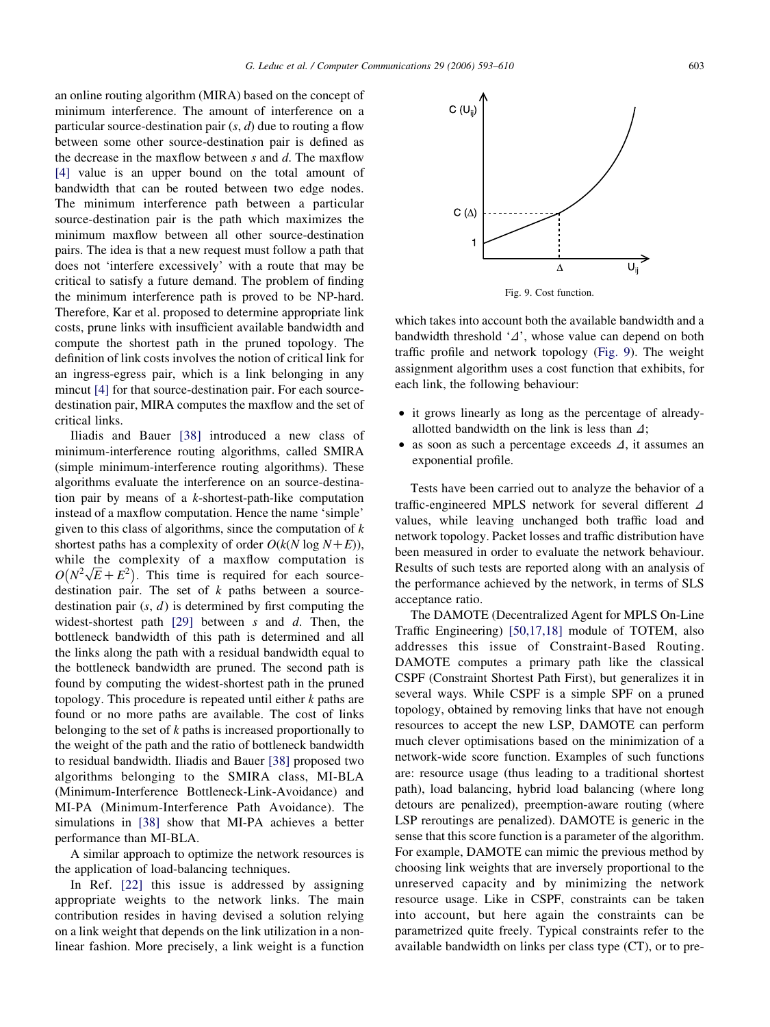an online routing algorithm (MIRA) based on the concept of minimum interference. The amount of interference on a particular source-destination pair ($s$, $d$) due to routing a flow between some other source-destination pair is defined as the decrease in the maxflow between $s$ and $d$. The maxflow [4] value is an upper bound on the total amount of bandwidth that can be routed between two edge nodes. The minimum interference path between a particular source-destination pair is the path which maximizes the minimum maxflow between all other source-destination pairs. The idea is that a new request must follow a path that does not 'interfere excessively' with a route that may be critical to satisfy a future demand. The problem of finding the minimum interference path is proved to be NP-hard. Therefore, Kar et al. proposed to determine appropriate link costs, prune links with insufficient available bandwidth and compute the shortest path in the pruned topology. The definition of link costs involves the notion of critical link for an ingress-egress pair, which is a link belonging in any mincut [4] for that source-destination pair. For each source-destination pair, MIRA computes the maxflow and the set of critical links.

Iliadis and Bauer [38] introduced a new class of minimum-interference routing algorithms, called SMIRA (simple minimum-interference routing algorithms). These algorithms evaluate the interference on an source-destination pair by means of a $k$-shortest-path-like computation instead of a maxflow computation. Hence the name 'simple' given to this class of algorithms, since the computation of $k$ shortest paths has a complexity of order $O(k(N \log N+E))$, while the complexity of a maxflow computation is $O(N^2\sqrt{E}+E^2)$. This time is required for each source-destination pair. The set of $k$ paths between a source-destination pair ($s$, $d$) is determined by first computing the widest-shortest path [29] between $s$ and $d$. Then, the bottleneck bandwidth of this path is determined and all the links along the path with a residual bandwidth equal to the bottleneck bandwidth are pruned. The second path is found by computing the widest-shortest path in the pruned topology. This procedure is repeated until either $k$ paths are found or no more paths are available. The cost of links belonging to the set of $k$ paths is increased proportionally to the weight of the path and the ratio of bottleneck bandwidth to residual bandwidth. Iliadis and Bauer [38] proposed two algorithms belonging to the SMIRA class, MI-BLA (Minimum-Interference Bottleneck-Link-Avoidance) and MI-PA (Minimum-Interference Path Avoidance). The simulations in [38] show that MI-PA achieves a better performance than MI-BLA.

A similar approach to optimize the network resources is the application of load-balancing techniques.

In Ref. [22] this issue is addressed by assigning appropriate weights to the network links. The main contribution resides in having devised a solution relying on a link weight that depends on the link utilization in a non-linear fashion. More precisely, a link weight is a function which takes into account both the available bandwidth and a bandwidth threshold '$\Delta$', whose value can depend on both traffic profile and network topology (Fig. 9). The weight assignment algorithm uses a cost function that exhibits, for each link, the following behaviour:

Fig. 9. Cost function.

- it grows linearly as long as the percentage of already-allotted bandwidth on the link is less than $\Delta$;
- as soon as such a percentage exceeds $\Delta$, it assumes an exponential profile.

Tests have been carried out to analyze the behavior of a traffic-engineered MPLS network for several different $\Delta$ values, while leaving unchanged both traffic load and network topology. Packet losses and traffic distribution have been measured in order to evaluate the network behaviour. Results of such tests are reported along with an analysis of the performance achieved by the network, in terms of SLS acceptance ratio.

The DAMOTE (Decentralized Agent for MPLS On-Line Traffic Engineering) [50,17,18] module of TOTEM, also addresses this issue of Constraint-Based Routing. DAMOTE computes a primary path like the classical CSPF (Constraint Shortest Path First), but generalizes it in several ways. While CSPF is a simple SPF on a pruned topology, obtained by removing links that have not enough resources to accept the new LSP, DAMOTE can perform much clever optimisations based on the minimization of a network-wide score function. Examples of such functions are: resource usage (thus leading to a traditional shortest path), load balancing, hybrid load balancing (where long detours are penalized), preemption-aware routing (where LSP reroutings are penalized). DAMOTE is generic in the sense that this score function is a parameter of the algorithm. For example, DAMOTE can mimic the previous method by choosing link weights that are inversely proportional to the unreserved capacity and by minimizing the network resource usage. Like in CSPF, constraints can be taken into account, but here again the constraints can be parametrized quite freely. Typical constraints refer to the available bandwidth on links per class type (CT), or to pre-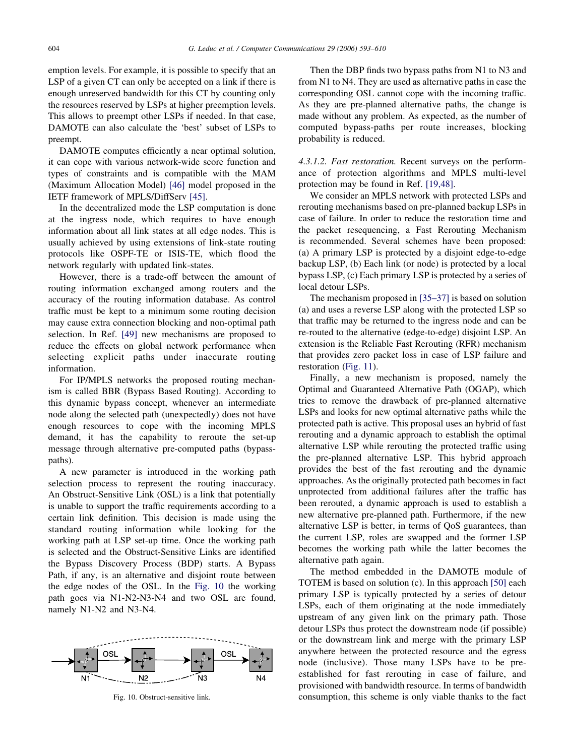emption levels. For example, it is possible to specify that an LSP of a given CT can only be accepted on a link if there is enough unreserved bandwidth for this CT by counting only the resources reserved by LSPs at higher preemption levels. This allows to preempt other LSPs if needed. In that case, DAMOTE can also calculate the 'best' subset of LSPs to preempt.

DAMOTE computes efficiently a near optimal solution, it can cope with various network-wide score function and types of constraints and is compatible with the MAM (Maximum Allocation Model) [46] model proposed in the IETF framework of MPLS/DiffServ [45].

In the decentralized mode the LSP computation is done at the ingress node, which requires to have enough information about all link states at all edge nodes. This is usually achieved by using extensions of link-state routing protocols like OSPF-TE or ISIS-TE, which flood the network regularly with updated link-states.

However, there is a trade-off between the amount of routing information exchanged among routers and the accuracy of the routing information database. As control traffic must be kept to a minimum some routing decision may cause extra connection blocking and non-optimal path selection. In Ref. [49] new mechanisms are proposed to reduce the effects on global network performance when selecting explicit paths under inaccurate routing information.

For IP/MPLS networks the proposed routing mechanism is called BBR (Bypass Based Routing). According to this dynamic bypass concept, whenever an intermediate node along the selected path (unexpectedly) does not have enough resources to cope with the incoming MPLS demand, it has the capability to reroute the set-up message through alternative pre-computed paths (bypass-paths).

A new parameter is introduced in the working path selection process to represent the routing inaccuracy. An Obstruct-Sensitive Link (OSL) is a link that potentially is unable to support the traffic requirements according to a certain link definition. This decision is made using the standard routing information while looking for the working path at LSP set-up time. Once the working path is selected and the Obstruct-Sensitive Links are identified the Bypass Discovery Process (BDP) starts. A Bypass Path, if any, is an alternative and disjoint route between the edge nodes of the OSL. In the Fig. 10 the working path goes via N1-N2-N3-N4 and two OSL are found, namely N1-N2 and N3-N4.

OSL
OSL
N1
N2
N3
N4

Fig. 10. Obstruct-sensitive link.

Then the DBP finds two bypass paths from N1 to N3 and from N1 to N4. They are used as alternative paths in case the corresponding OSL cannot cope with the incoming traffic. As they are pre-planned alternative paths, the change is made without any problem. As expected, as the number of computed bypass-paths per route increases, blocking probability is reduced.

*4.3.1.2. Fast restoration.* Recent surveys on the performance of protection algorithms and MPLS multi-level protection may be found in Ref. [19,48].

We consider an MPLS network with protected LSPs and rerouting mechanisms based on pre-planned backup LSPs in case of failure. In order to reduce the restoration time and the packet resequencing, a Fast Rerouting Mechanism is recommended. Several schemes have been proposed: (a) A primary LSP is protected by a disjoint edge-to-edge backup LSP, (b) Each link (or node) is protected by a local bypass LSP, (c) Each primary LSP is protected by a series of local detour LSPs.

The mechanism proposed in [35–37] is based on solution (a) and uses a reverse LSP along with the protected LSP so that traffic may be returned to the ingress node and can be re-routed to the alternative (edge-to-edge) disjoint LSP. An extension is the Reliable Fast Rerouting (RFR) mechanism that provides zero packet loss in case of LSP failure and restoration (Fig. 11).

Finally, a new mechanism is proposed, namely the Optimal and Guaranteed Alternative Path (OGAP), which tries to remove the drawback of pre-planned alternative LSPs and looks for new optimal alternative paths while the protected path is active. This proposal uses an hybrid of fast rerouting and a dynamic approach to establish the optimal alternative LSP while rerouting the protected traffic using the pre-planned alternative LSP. This hybrid approach provides the best of the fast rerouting and the dynamic approaches. As the originally protected path becomes in fact unprotected from additional failures after the traffic has been rerouted, a dynamic approach is used to establish a new alternative pre-planned path. Furthermore, if the new alternative LSP is better, in terms of QoS guarantees, than the current LSP, roles are swapped and the former LSP becomes the working path while the latter becomes the alternative path again.

The method embedded in the DAMOTE module of TOTEM is based on solution (c). In this approach [50] each primary LSP is typically protected by a series of detour LSPs, each of them originating at the node immediately upstream of any given link on the primary path. Those detour LSPs thus protect the downstream node (if possible) or the downstream link and merge with the primary LSP anywhere between the protected resource and the egress node (inclusive). Those many LSPs have to be pre-established for fast rerouting in case of failure, and provisioned with bandwidth resource. In terms of bandwidth consumption, this scheme is only viable thanks to the fact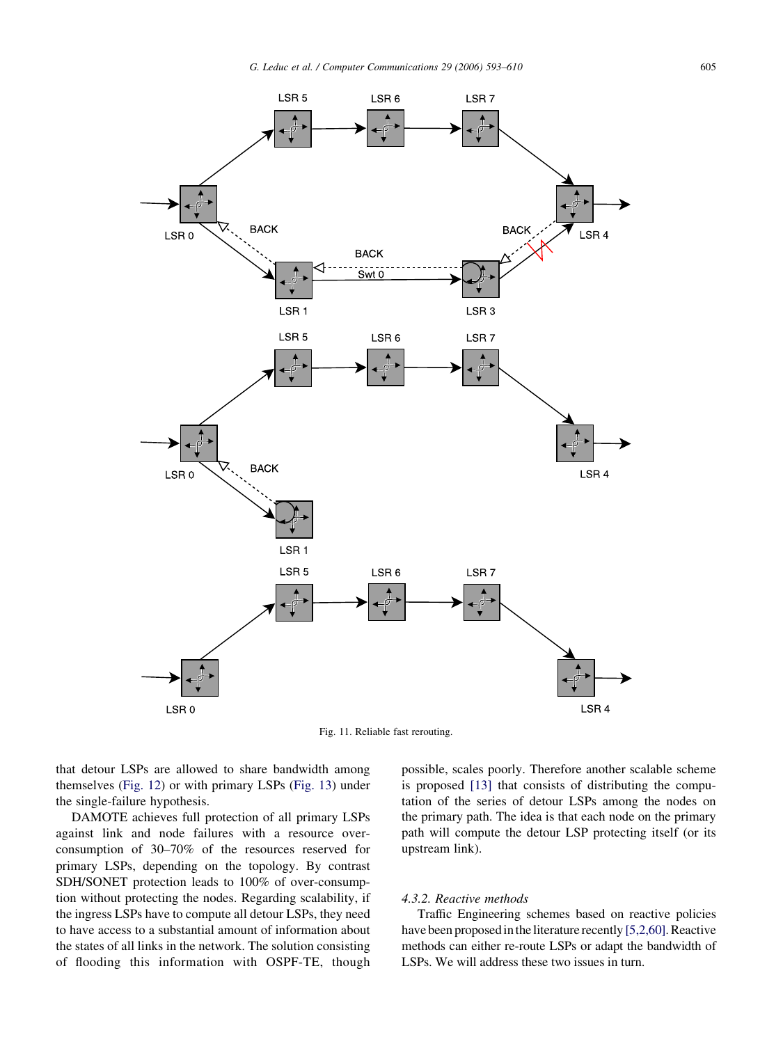Fig. 11. Reliable fast rerouting.

that detour LSPs are allowed to share bandwidth among themselves (Fig. 12) or with primary LSPs (Fig. 13) under the single-failure hypothesis.

DAMOTE achieves full protection of all primary LSPs against link and node failures with a resource over-consumption of 30–70% of the resources reserved for primary LSPs, depending on the topology. By contrast SDH/SONET protection leads to 100% of over-consumption without protecting the nodes. Regarding scalability, if the ingress LSPs have to compute all detour LSPs, they need to have access to a substantial amount of information about the states of all links in the network. The solution consisting of flooding this information with OSPF-TE, though possible, scales poorly. Therefore another scalable scheme is proposed [13] that consists of distributing the computation of the series of detour LSPs among the nodes on the primary path. The idea is that each node on the primary path will compute the detour LSP protecting itself (or its upstream link).

#### 4.3.2. Reactive methods

Traffic Engineering schemes based on reactive policies have been proposed in the literature recently [5,2,60]. Reactive methods can either re-route LSPs or adapt the bandwidth of LSPs. We will address these two issues in turn.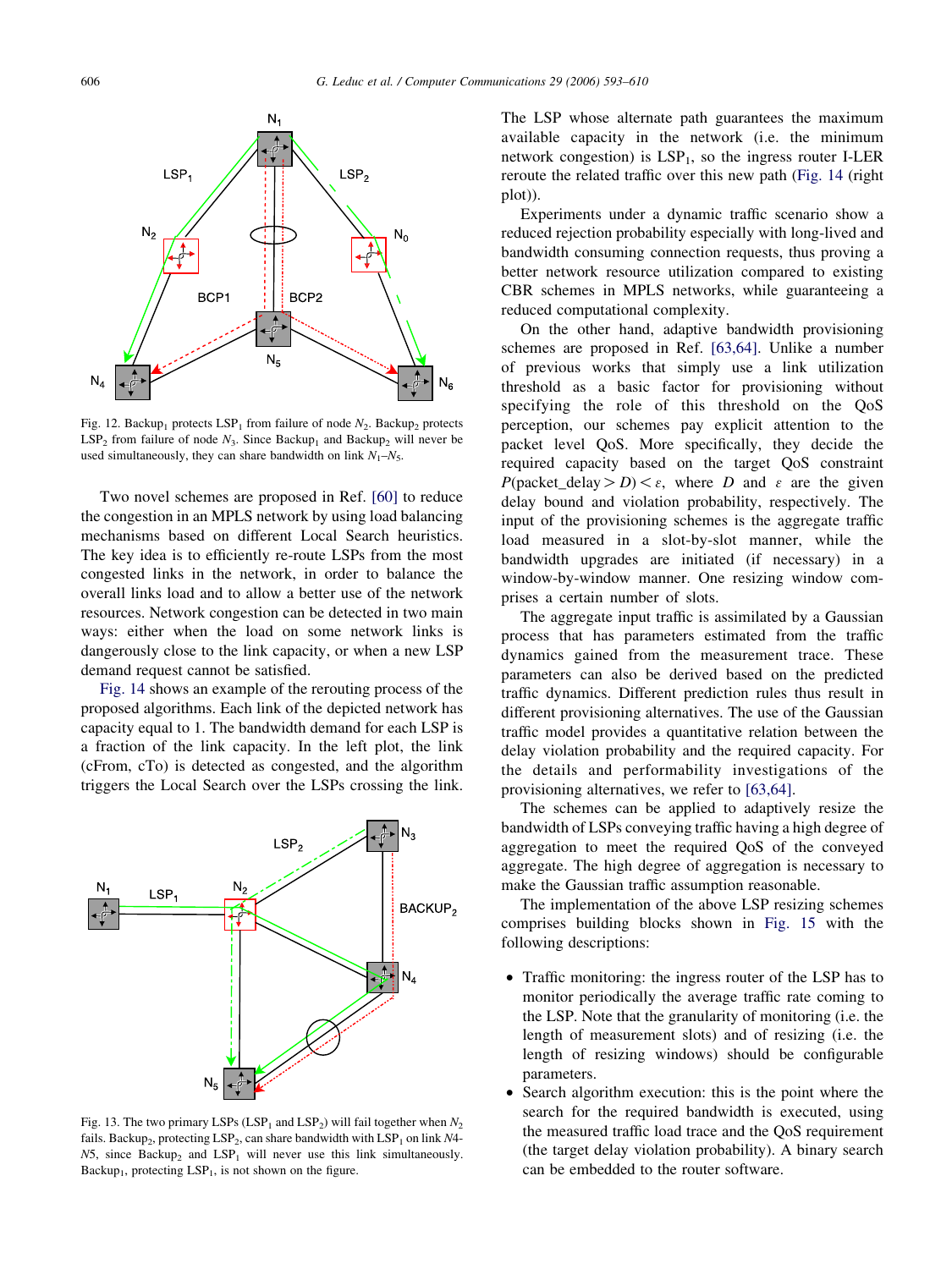N1

LSP1

LSP2

N2

N0

BCP1

BCP2

N5

N4

N6

Fig. 12. Backup$_1$ protects LSP$_1$ from failure of node $N_2$. Backup$_2$ protects LSP$_2$ from failure of node $N_3$. Since Backup$_1$ and Backup$_2$ will never be used simultaneously, they can share bandwidth on link $N_1$–$N_5$.

Two novel schemes are proposed in Ref. [60] to reduce the congestion in an MPLS network by using load balancing mechanisms based on different Local Search heuristics. The key idea is to efficiently re-route LSPs from the most congested links in the network, in order to balance the overall links load and to allow a better use of the network resources. Network congestion can be detected in two main ways: either when the load on some network links is dangerously close to the link capacity, or when a new LSP demand request cannot be satisfied.

Fig. 14 shows an example of the rerouting process of the proposed algorithms. Each link of the depicted network has capacity equal to 1. The bandwidth demand for each LSP is a fraction of the link capacity. In the left plot, the link (cFrom, cTo) is detected as congested, and the algorithm triggers the Local Search over the LSPs crossing the link.

LSP2

N3

N1

LSP1

N2

BACKUP2

N4

N5

Fig. 13. The two primary LSPs (LSP$_1$ and LSP$_2$) will fail together when $N_2$ fails. Backup$_2$, protecting LSP$_2$, can share bandwidth with LSP$_1$ on link $N4$-$N5$, since Backup$_2$ and LSP$_1$ will never use this link simultaneously. Backup$_1$, protecting LSP$_1$, is not shown on the figure.

The LSP whose alternate path guarantees the maximum available capacity in the network (i.e. the minimum network congestion) is LSP$_1$, so the ingress router I-LER reroute the related traffic over this new path (Fig. 14 (right plot)).

Experiments under a dynamic traffic scenario show a reduced rejection probability especially with long-lived and bandwidth consuming connection requests, thus proving a better network resource utilization compared to existing CBR schemes in MPLS networks, while guaranteeing a reduced computational complexity.

On the other hand, adaptive bandwidth provisioning schemes are proposed in Ref. [63,64]. Unlike a number of previous works that simply use a link utilization threshold as a basic factor for provisioning without specifying the role of this threshold on the QoS perception, our schemes pay explicit attention to the packet level QoS. More specifically, they decide the required capacity based on the target QoS constraint $P(\text{packet\_delay} > D) < \varepsilon$, where $D$ and $\varepsilon$ are the given delay bound and violation probability, respectively. The input of the provisioning schemes is the aggregate traffic load measured in a slot-by-slot manner, while the bandwidth upgrades are initiated (if necessary) in a window-by-window manner. One resizing window comprises a certain number of slots.

The aggregate input traffic is assimilated by a Gaussian process that has parameters estimated from the traffic dynamics gained from the measurement trace. These parameters can also be derived based on the predicted traffic dynamics. Different prediction rules thus result in different provisioning alternatives. The use of the Gaussian traffic model provides a quantitative relation between the delay violation probability and the required capacity. For the details and performability investigations of the provisioning alternatives, we refer to [63,64].

The schemes can be applied to adaptively resize the bandwidth of LSPs conveying traffic having a high degree of aggregation to meet the required QoS of the conveyed aggregate. The high degree of aggregation is necessary to make the Gaussian traffic assumption reasonable.

The implementation of the above LSP resizing schemes comprises building blocks shown in Fig. 15 with the following descriptions:

- Traffic monitoring: the ingress router of the LSP has to monitor periodically the average traffic rate coming to the LSP. Note that the granularity of monitoring (i.e. the length of measurement slots) and of resizing (i.e. the length of resizing windows) should be configurable parameters.
- Search algorithm execution: this is the point where the search for the required bandwidth is executed, using the measured traffic load trace and the QoS requirement (the target delay violation probability). A binary search can be embedded to the router software.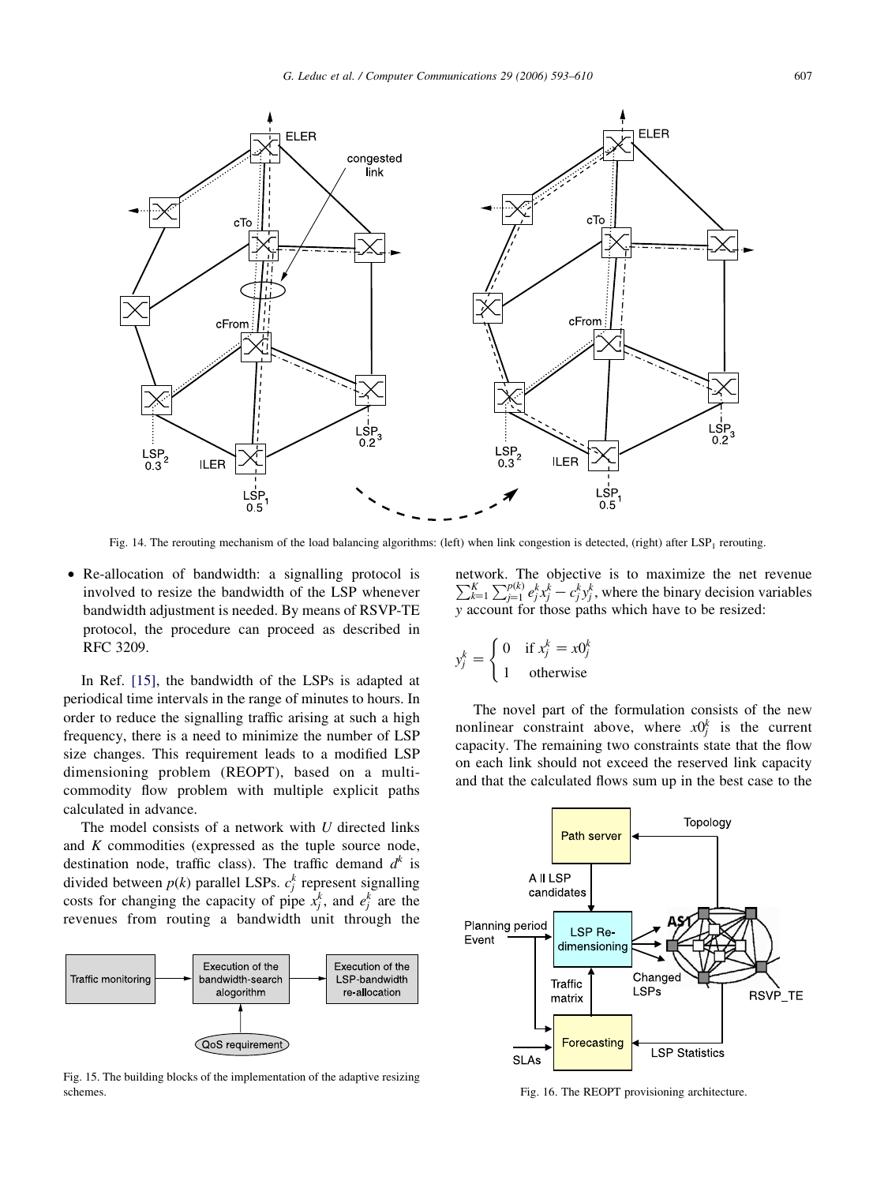Fig. 14. The rerouting mechanism of the load balancing algorithms: (left) when link congestion is detected, (right) after $LSP_1$ rerouting.

- Re-allocation of bandwidth: a signalling protocol is involved to resize the bandwidth of the LSP whenever bandwidth adjustment is needed. By means of RSVP-TE protocol, the procedure can proceed as described in RFC 3209.

In Ref. [15], the bandwidth of the LSPs is adapted at periodical time intervals in the range of minutes to hours. In order to reduce the signalling traffic arising at such a high frequency, there is a need to minimize the number of LSP size changes. This requirement leads to a modified LSP dimensioning problem (REOPT), based on a multi-commodity flow problem with multiple explicit paths calculated in advance.

The model consists of a network with $U$ directed links and $K$ commodities (expressed as the tuple source node, destination node, traffic class). The traffic demand $d^k$ is divided between $p(k)$ parallel LSPs. $c_j^k$ represent signalling costs for changing the capacity of pipe $x_j^k$, and $e_j^k$ are the revenues from routing a bandwidth unit through the network. The objective is to maximize the net revenue $\sum_{k=1}^{K}\sum_{j=1}^{p(k)} e_j^k x_j^k - c_j^k y_j^k$, where the binary decision variables $y$ account for those paths which have to be resized:

$$y_j^k = \begin{cases} 0 & \text{if } x_j^k = x0_j^k \\ 1 & \text{otherwise} \end{cases}$$

The novel part of the formulation consists of the new nonlinear constraint above, where $x0_j^k$ is the current capacity. The remaining two constraints state that the flow on each link should not exceed the reserved link capacity and that the calculated flows sum up in the best case to the

Fig. 15. The building blocks of the implementation of the adaptive resizing schemes.

Fig. 16. The REOPT provisioning architecture.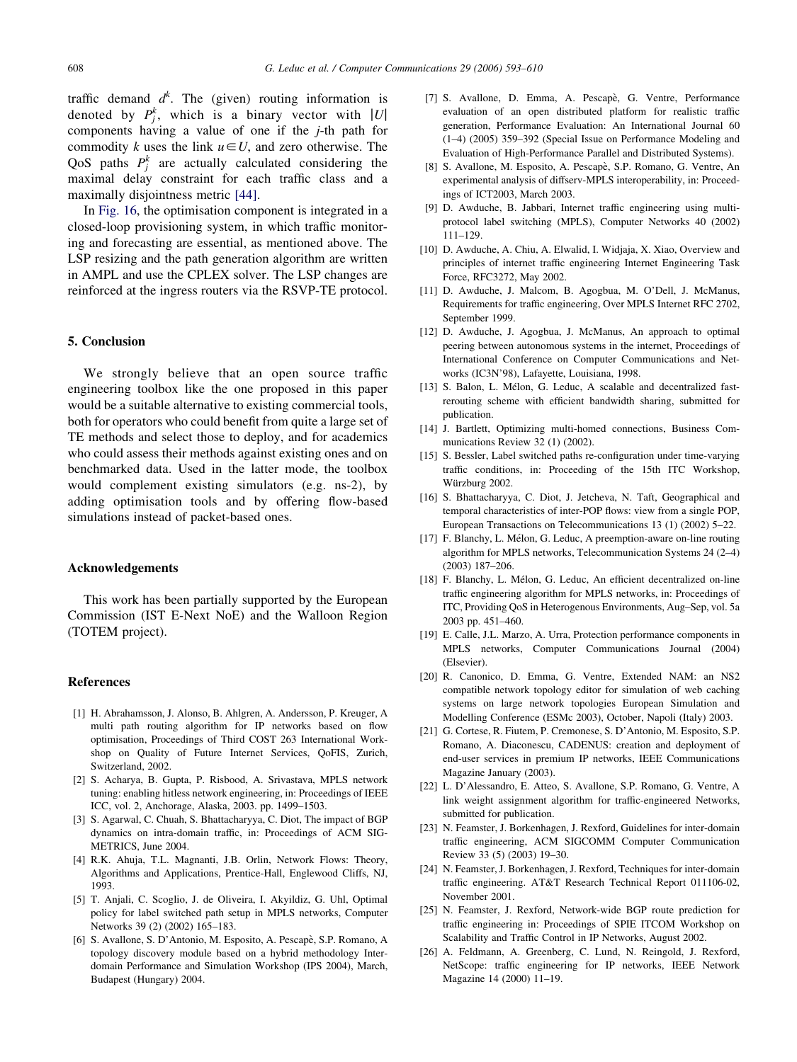traffic demand $d^k$. The (given) routing information is denoted by $P_j^k$, which is a binary vector with $|U|$ components having a value of one if the $j$-th path for commodity $k$ uses the link $u \in U$, and zero otherwise. The QoS paths $P_j^k$ are actually calculated considering the maximal delay constraint for each traffic class and a maximally disjointness metric [44].

In Fig. 16, the optimisation component is integrated in a closed-loop provisioning system, in which traffic monitoring and forecasting are essential, as mentioned above. The LSP resizing and the path generation algorithm are written in AMPL and use the CPLEX solver. The LSP changes are reinforced at the ingress routers via the RSVP-TE protocol.

## 5. Conclusion

We strongly believe that an open source traffic engineering toolbox like the one proposed in this paper would be a suitable alternative to existing commercial tools, both for operators who could benefit from quite a large set of TE methods and select those to deploy, and for academics who could assess their methods against existing ones and on benchmarked data. Used in the latter mode, the toolbox would complement existing simulators (e.g. ns-2), by adding optimisation tools and by offering flow-based simulations instead of packet-based ones.

## Acknowledgements

This work has been partially supported by the European Commission (IST E-Next NoE) and the Walloon Region (TOTEM project).

## References

[1] H. Abrahamsson, J. Alonso, B. Ahlgren, A. Andersson, P. Kreuger, A multi path routing algorithm for IP networks based on flow optimisation, Proceedings of Third COST 263 International Workshop on Quality of Future Internet Services, QoFIS, Zurich, Switzerland, 2002.

[2] S. Acharya, B. Gupta, P. Risbood, A. Srivastava, MPLS network tuning: enabling hitless network engineering, in: Proceedings of IEEE ICC, vol. 2, Anchorage, Alaska, 2003. pp. 1499–1503.

[3] S. Agarwal, C. Chuah, S. Bhattacharyya, C. Diot, The impact of BGP dynamics on intra-domain traffic, in: Proceedings of ACM SIGMETRICS, June 2004.

[4] R.K. Ahuja, T.L. Magnanti, J.B. Orlin, Network Flows: Theory, Algorithms and Applications, Prentice-Hall, Englewood Cliffs, NJ, 1993.

[5] T. Anjali, C. Scoglio, J. de Oliveira, I. Akyildiz, G. Uhl, Optimal policy for label switched path setup in MPLS networks, Computer Networks 39 (2) (2002) 165–183.

[6] S. Avallone, S. D'Antonio, M. Esposito, A. Pescapè, S.P. Romano, A topology discovery module based on a hybrid methodology Interdomain Performance and Simulation Workshop (IPS 2004), March, Budapest (Hungary) 2004.

[7] S. Avallone, D. Emma, A. Pescapè, G. Ventre, Performance evaluation of an open distributed platform for realistic traffic generation, Performance Evaluation: An International Journal 60 (1–4) (2005) 359–392 (Special Issue on Performance Modeling and Evaluation of High-Performance Parallel and Distributed Systems).

[8] S. Avallone, M. Esposito, A. Pescapè, S.P. Romano, G. Ventre, An experimental analysis of diffserv-MPLS interoperability, in: Proceedings of ICT2003, March 2003.

[9] D. Awduche, B. Jabbari, Internet traffic engineering using multiprotocol label switching (MPLS), Computer Networks 40 (2002) 111–129.

[10] D. Awduche, A. Chiu, A. Elwalid, I. Widjaja, X. Xiao, Overview and principles of internet traffic engineering Internet Engineering Task Force, RFC3272, May 2002.

[11] D. Awduche, J. Malcom, B. Agogbua, M. O'Dell, J. McManus, Requirements for traffic engineering, Over MPLS Internet RFC 2702, September 1999.

[12] D. Awduche, J. Agogbua, J. McManus, An approach to optimal peering between autonomous systems in the internet, Proceedings of International Conference on Computer Communications and Networks (IC3N'98), Lafayette, Louisiana, 1998.

[13] S. Balon, L. Mélon, G. Leduc, A scalable and decentralized fast-rerouting scheme with efficient bandwidth sharing, submitted for publication.

[14] J. Bartlett, Optimizing multi-homed connections, Business Communications Review 32 (1) (2002).

[15] S. Bessler, Label switched paths re-configuration under time-varying traffic conditions, in: Proceeding of the 15th ITC Workshop, Würzburg 2002.

[16] S. Bhattacharyya, C. Diot, J. Jetcheva, N. Taft, Geographical and temporal characteristics of inter-POP flows: view from a single POP, European Transactions on Telecommunications 13 (1) (2002) 5–22.

[17] F. Blanchy, L. Mélon, G. Leduc, A preemption-aware on-line routing algorithm for MPLS networks, Telecommunication Systems 24 (2–4) (2003) 187–206.

[18] F. Blanchy, L. Mélon, G. Leduc, An efficient decentralized on-line traffic engineering algorithm for MPLS networks, in: Proceedings of ITC, Providing QoS in Heterogenous Environments, Aug–Sep, vol. 5a 2003 pp. 451–460.

[19] E. Calle, J.L. Marzo, A. Urra, Protection performance components in MPLS networks, Computer Communications Journal (2004) (Elsevier).

[20] R. Canonico, D. Emma, G. Ventre, Extended NAM: an NS2 compatible network topology editor for simulation of web caching systems on large network topologies European Simulation and Modelling Conference (ESMc 2003), October, Napoli (Italy) 2003.

[21] G. Cortese, R. Fiutem, P. Cremonese, S. D'Antonio, M. Esposito, S.P. Romano, A. Diaconescu, CADENUS: creation and deployment of end-user services in premium IP networks, IEEE Communications Magazine January (2003).

[22] L. D'Alessandro, E. Atteo, S. Avallone, S.P. Romano, G. Ventre, A link weight assignment algorithm for traffic-engineered Networks, submitted for publication.

[23] N. Feamster, J. Borkenhagen, J. Rexford, Guidelines for inter-domain traffic engineering, ACM SIGCOMM Computer Communication Review 33 (5) (2003) 19–30.

[24] N. Feamster, J. Borkenhagen, J. Rexford, Techniques for inter-domain traffic engineering. AT&T Research Technical Report 011106-02, November 2001.

[25] N. Feamster, J. Rexford, Network-wide BGP route prediction for traffic engineering in: Proceedings of SPIE ITCOM Workshop on Scalability and Traffic Control in IP Networks, August 2002.

[26] A. Feldmann, A. Greenberg, C. Lund, N. Reingold, J. Rexford, NetScope: traffic engineering for IP networks, IEEE Network Magazine 14 (2000) 11–19.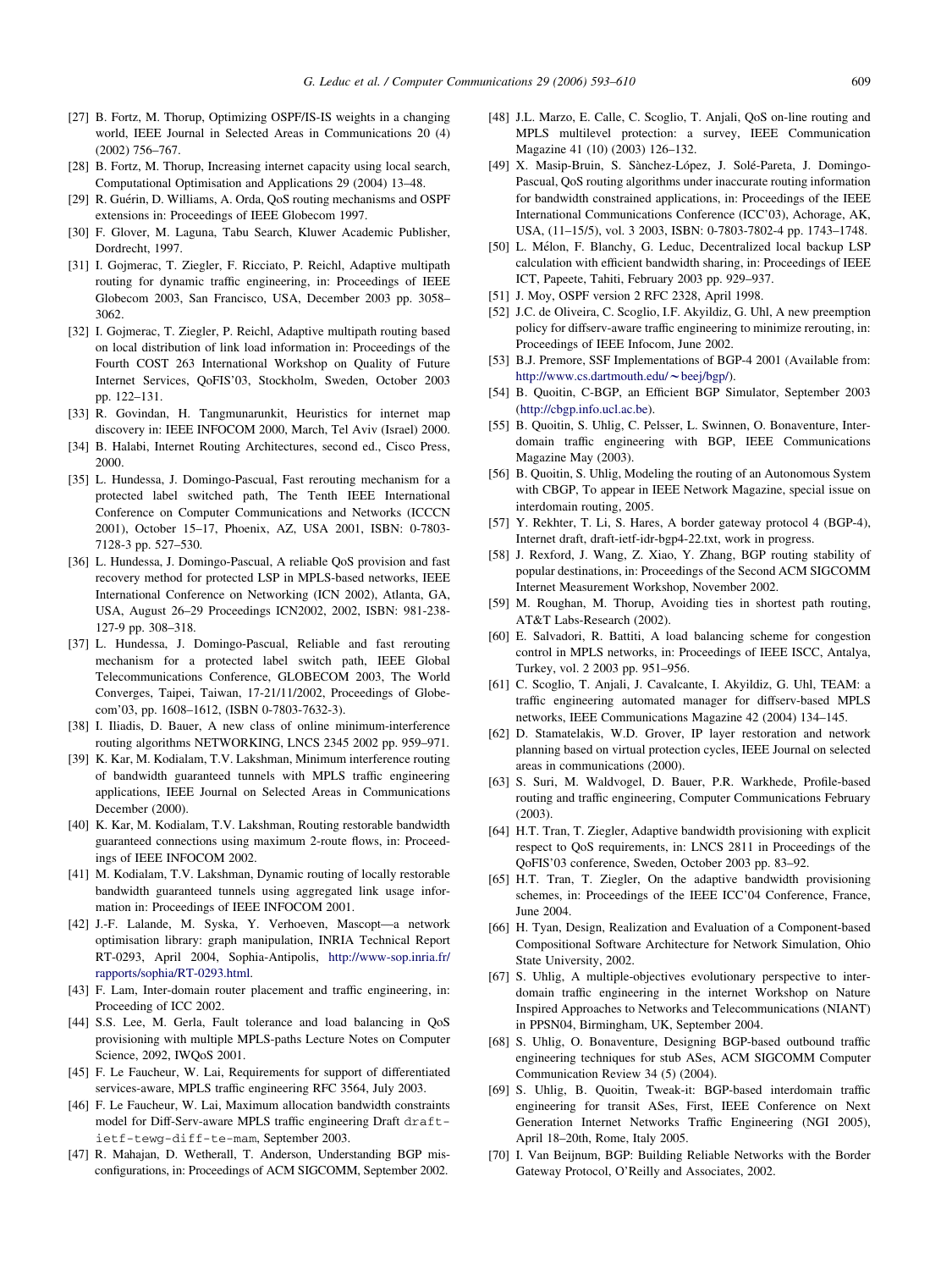[27] B. Fortz, M. Thorup, Optimizing OSPF/IS-IS weights in a changing world, IEEE Journal in Selected Areas in Communications 20 (4) (2002) 756–767.

[28] B. Fortz, M. Thorup, Increasing internet capacity using local search, Computational Optimisation and Applications 29 (2004) 13–48.

[29] R. Guérin, D. Williams, A. Orda, QoS routing mechanisms and OSPF extensions in: Proceedings of IEEE Globecom 1997.

[30] F. Glover, M. Laguna, Tabu Search, Kluwer Academic Publisher, Dordrecht, 1997.

[31] I. Gojmerac, T. Ziegler, F. Ricciato, P. Reichl, Adaptive multipath routing for dynamic traffic engineering, in: Proceedings of IEEE Globecom 2003, San Francisco, USA, December 2003 pp. 3058–3062.

[32] I. Gojmerac, T. Ziegler, P. Reichl, Adaptive multipath routing based on local distribution of link load information in: Proceedings of the Fourth COST 263 International Workshop on Quality of Future Internet Services, QoFIS'03, Stockholm, Sweden, October 2003 pp. 122–131.

[33] R. Govindan, H. Tangmunarunkit, Heuristics for internet map discovery in: IEEE INFOCOM 2000, March, Tel Aviv (Israel) 2000.

[34] B. Halabi, Internet Routing Architectures, second ed., Cisco Press, 2000.

[35] L. Hundessa, J. Domingo-Pascual, Fast rerouting mechanism for a protected label switched path, The Tenth IEEE International Conference on Computer Communications and Networks (ICCCN 2001), October 15–17, Phoenix, AZ, USA 2001, ISBN: 0-7803-7128-3 pp. 527–530.

[36] L. Hundessa, J. Domingo-Pascual, A reliable QoS provision and fast recovery method for protected LSP in MPLS-based networks, IEEE International Conference on Networking (ICN 2002), Atlanta, GA, USA, August 26–29 Proceedings ICN2002, 2002, ISBN: 981-238-127-9 pp. 308–318.

[37] L. Hundessa, J. Domingo-Pascual, Reliable and fast rerouting mechanism for a protected label switch path, IEEE Global Telecommunications Conference, GLOBECOM 2003, The World Converges, Taipei, Taiwan, 17-21/11/2002, Proceedings of Globecom'03, pp. 1608–1612, (ISBN 0-7803-7632-3).

[38] I. Iliadis, D. Bauer, A new class of online minimum-interference routing algorithms NETWORKING, LNCS 2345 2002 pp. 959–971.

[39] K. Kar, M. Kodialam, T.V. Lakshman, Minimum interference routing of bandwidth guaranteed tunnels with MPLS traffic engineering applications, IEEE Journal on Selected Areas in Communications December (2000).

[40] K. Kar, M. Kodialam, T.V. Lakshman, Routing restorable bandwidth guaranteed connections using maximum 2-route flows, in: Proceedings of IEEE INFOCOM 2002.

[41] M. Kodialam, T.V. Lakshman, Dynamic routing of locally restorable bandwidth guaranteed tunnels using aggregated link usage information in: Proceedings of IEEE INFOCOM 2001.

[42] J.-F. Lalande, M. Syska, Y. Verhoeven, Mascopt—a network optimisation library: graph manipulation, INRIA Technical Report RT-0293, April 2004, Sophia-Antipolis, http://www-sop.inria.fr/rapports/sophia/RT-0293.html.

[43] F. Lam, Inter-domain router placement and traffic engineering, in: Proceeding of ICC 2002.

[44] S.S. Lee, M. Gerla, Fault tolerance and load balancing in QoS provisioning with multiple MPLS-paths Lecture Notes on Computer Science, 2092, IWQoS 2001.

[45] F. Le Faucheur, W. Lai, Requirements for support of differentiated services-aware, MPLS traffic engineering RFC 3564, July 2003.

[46] F. Le Faucheur, W. Lai, Maximum allocation bandwidth constraints model for Diff-Serv-aware MPLS traffic engineering Draft `draft-ietf-tewg-diff-te-mam`, September 2003.

[47] R. Mahajan, D. Wetherall, T. Anderson, Understanding BGP misconfigurations, in: Proceedings of ACM SIGCOMM, September 2002.

[48] J.L. Marzo, E. Calle, C. Scoglio, T. Anjali, QoS on-line routing and MPLS multilevel protection: a survey, IEEE Communication Magazine 41 (10) (2003) 126–132.

[49] X. Masip-Bruin, S. Sànchez-López, J. Solé-Pareta, J. Domingo-Pascual, QoS routing algorithms under inaccurate routing information for bandwidth constrained applications, in: Proceedings of the IEEE International Communications Conference (ICC'03), Achorage, AK, USA, (11–15/5), vol. 3 2003, ISBN: 0-7803-7802-4 pp. 1743–1748.

[50] L. Mélon, F. Blanchy, G. Leduc, Decentralized local backup LSP calculation with efficient bandwidth sharing, in: Proceedings of IEEE ICT, Papeete, Tahiti, February 2003 pp. 929–937.

[51] J. Moy, OSPF version 2 RFC 2328, April 1998.

[52] J.C. de Oliveira, C. Scoglio, I.F. Akyildiz, G. Uhl, A new preemption policy for diffserv-aware traffic engineering to minimize rerouting, in: Proceedings of IEEE Infocom, June 2002.

[53] B.J. Premore, SSF Implementations of BGP-4 2001 (Available from: http://www.cs.dartmouth.edu/~beej/bgp/).

[54] B. Quoitin, C-BGP, an Efficient BGP Simulator, September 2003 (http://cbgp.info.ucl.ac.be).

[55] B. Quoitin, S. Uhlig, C. Pelsser, L. Swinnen, O. Bonaventure, Interdomain traffic engineering with BGP, IEEE Communications Magazine May (2003).

[56] B. Quoitin, S. Uhlig, Modeling the routing of an Autonomous System with CBGP, To appear in IEEE Network Magazine, special issue on interdomain routing, 2005.

[57] Y. Rekhter, T. Li, S. Hares, A border gateway protocol 4 (BGP-4), Internet draft, draft-ietf-idr-bgp4-22.txt, work in progress.

[58] J. Rexford, J. Wang, Z. Xiao, Y. Zhang, BGP routing stability of popular destinations, in: Proceedings of the Second ACM SIGCOMM Internet Measurement Workshop, November 2002.

[59] M. Roughan, M. Thorup, Avoiding ties in shortest path routing, AT&T Labs-Research (2002).

[60] E. Salvadori, R. Battiti, A load balancing scheme for congestion control in MPLS networks, in: Proceedings of IEEE ISCC, Antalya, Turkey, vol. 2 2003 pp. 951–956.

[61] C. Scoglio, T. Anjali, J. Cavalcante, I. Akyildiz, G. Uhl, TEAM: a traffic engineering automated manager for diffserv-based MPLS networks, IEEE Communications Magazine 42 (2004) 134–145.

[62] D. Stamatelakis, W.D. Grover, IP layer restoration and network planning based on virtual protection cycles, IEEE Journal on selected areas in communications (2000).

[63] S. Suri, M. Waldvogel, D. Bauer, P.R. Warkhede, Profile-based routing and traffic engineering, Computer Communications February (2003).

[64] H.T. Tran, T. Ziegler, Adaptive bandwidth provisioning with explicit respect to QoS requirements, in: LNCS 2811 in Proceedings of the QoFIS'03 conference, Sweden, October 2003 pp. 83–92.

[65] H.T. Tran, T. Ziegler, On the adaptive bandwidth provisioning schemes, in: Proceedings of the IEEE ICC'04 Conference, France, June 2004.

[66] H. Tyan, Design, Realization and Evaluation of a Component-based Compositional Software Architecture for Network Simulation, Ohio State University, 2002.

[67] S. Uhlig, A multiple-objectives evolutionary perspective to interdomain traffic engineering in the internet Workshop on Nature Inspired Approaches to Networks and Telecommunications (NIANT) in PPSN04, Birmingham, UK, September 2004.

[68] S. Uhlig, O. Bonaventure, Designing BGP-based outbound traffic engineering techniques for stub ASes, ACM SIGCOMM Computer Communication Review 34 (5) (2004).

[69] S. Uhlig, B. Quoitin, Tweak-it: BGP-based interdomain traffic engineering for transit ASes, First, IEEE Conference on Next Generation Internet Networks Traffic Engineering (NGI 2005), April 18–20th, Rome, Italy 2005.

[70] I. Van Beijnum, BGP: Building Reliable Networks with the Border Gateway Protocol, O'Reilly and Associates, 2002.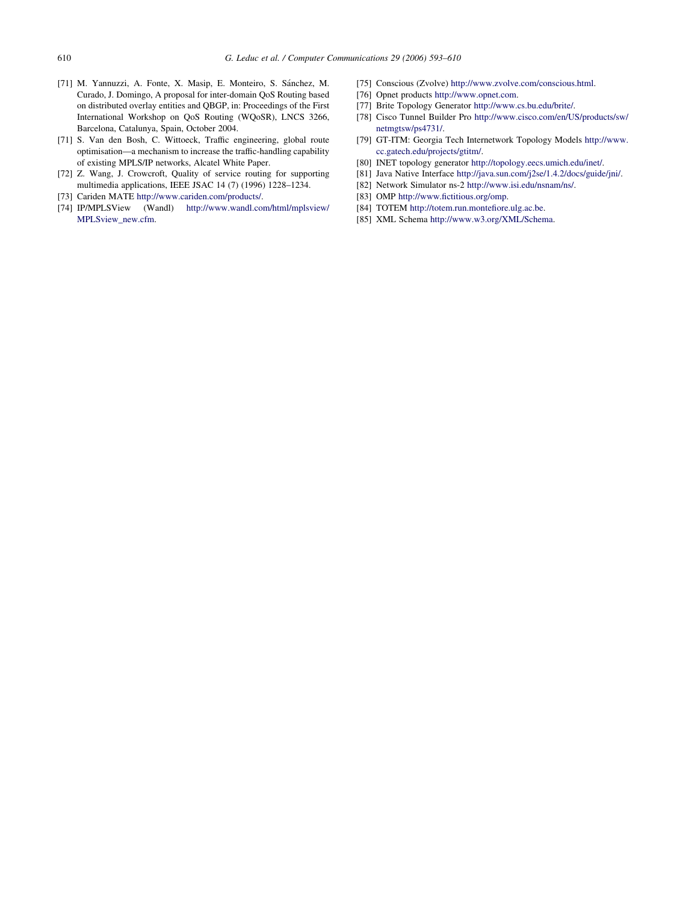[71] M. Yannuzzi, A. Fonte, X. Masip, E. Monteiro, S. Sánchez, M. Curado, J. Domingo, A proposal for inter-domain QoS Routing based on distributed overlay entities and QBGP, in: Proceedings of the First International Workshop on QoS Routing (WQoSR), LNCS 3266, Barcelona, Catalunya, Spain, October 2004.

[71] S. Van den Bosh, C. Wittoeck, Traffic engineering, global route optimisation—a mechanism to increase the traffic-handling capability of existing MPLS/IP networks, Alcatel White Paper.

[72] Z. Wang, J. Crowcroft, Quality of service routing for supporting multimedia applications, IEEE JSAC 14 (7) (1996) 1228–1234.

[73] Cariden MATE http://www.cariden.com/products/.

[74] IP/MPLSView (Wandl) http://www.wandl.com/html/mplsview/MPLSview_new.cfm.

[75] Conscious (Zvolve) http://www.zvolve.com/conscious.html.

[76] Opnet products http://www.opnet.com.

[77] Brite Topology Generator http://www.cs.bu.edu/brite/.

[78] Cisco Tunnel Builder Pro http://www.cisco.com/en/US/products/sw/netmgtsw/ps4731/.

[79] GT-ITM: Georgia Tech Internetwork Topology Models http://www.cc.gatech.edu/projects/gtitm/.

[80] INET topology generator http://topology.eecs.umich.edu/inet/.

[81] Java Native Interface http://java.sun.com/j2se/1.4.2/docs/guide/jni/.

[82] Network Simulator ns-2 http://www.isi.edu/nsnam/ns/.

[83] OMP http://www.fictitious.org/omp.

[84] TOTEM http://totem.run.montefiore.ulg.ac.be.

[85] XML Schema http://www.w3.org/XML/Schema.